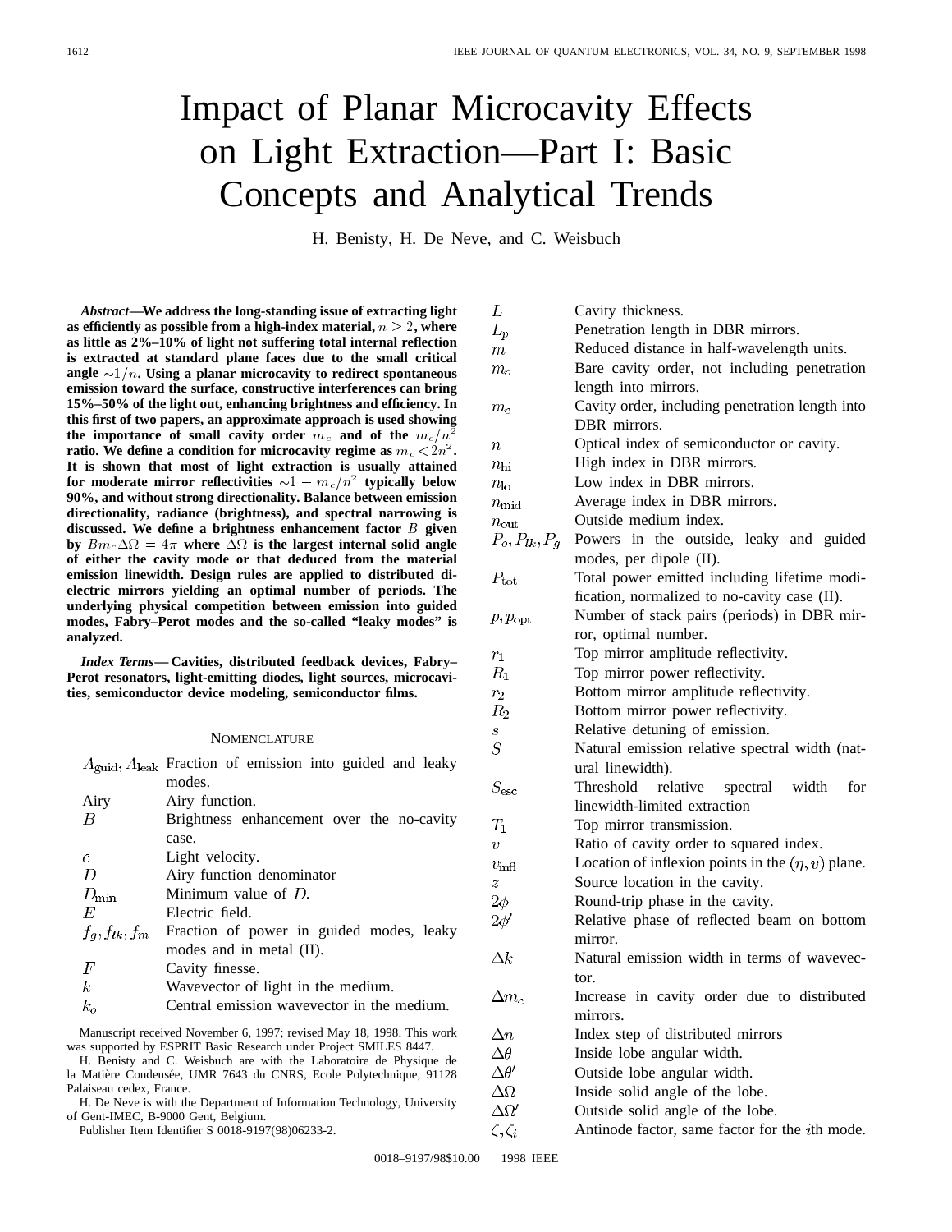# Impact of Planar Microcavity Effects on Light Extraction—Part I: Basic Concepts and Analytical Trends

H. Benisty, H. De Neve, and C. Weisbuch

***Abstract*—We address the long-standing issue of extracting light as efficiently as possible from a high-index material, $n \geq 2$, where as little as 2%–10% of light not suffering total internal reflection is extracted at standard plane faces due to the small critical angle $\sim 1/n$. Using a planar microcavity to redirect spontaneous emission toward the surface, constructive interferences can bring 15%–50% of the light out, enhancing brightness and efficiency. In this first of two papers, an approximate approach is used showing the importance of small cavity order $m_c$ and of the $m_c/n^2$ ratio. We define a condition for microcavity regime as $m_c < 2n^2$. It is shown that most of light extraction is usually attained for moderate mirror reflectivities $\sim 1 - m_c/n^2$ typically below 90%, and without strong directionality. Balance between emission directionality, radiance (brightness), and spectral narrowing is discussed. We define a brightness enhancement factor $B$ given by $Bm_c\Delta\Omega = 4\pi$ where $\Delta\Omega$ is the largest internal solid angle of either the cavity mode or that deduced from the material emission linewidth. Design rules are applied to distributed dielectric mirrors yielding an optimal number of periods. The underlying physical competition between emission into guided modes, Fabry–Perot modes and the so-called "leaky modes" is analyzed.**

***Index Terms*— Cavities, distributed feedback devices, Fabry–Perot resonators, light-emitting diodes, light sources, microcavities, semiconductor device modeling, semiconductor films.**

## Nomenclature

| | |
|---|---|
| $A_{\rm guid}, A_{\rm leak}$ | Fraction of emission into guided and leaky modes. |
| Airy | Airy function. |
| $B$ | Brightness enhancement over the no-cavity case. |
| $c$ | Light velocity. |
| $D$ | Airy function denominator |
| $D_{\rm min}$ | Minimum value of $D$. |
| $E$ | Electric field. |
| $f_g, f_{lk}, f_m$ | Fraction of power in guided modes, leaky modes and in metal (II). |
| $F$ | Cavity finesse. |
| $k$ | Wavevector of light in the medium. |
| $k_o$ | Central emission wavevector in the medium. |
| $L$ | Cavity thickness. |
| $L_p$ | Penetration length in DBR mirrors. |
| $m$ | Reduced distance in half-wavelength units. |
| $m_o$ | Bare cavity order, not including penetration length into mirrors. |
| $m_c$ | Cavity order, including penetration length into DBR mirrors. |
| $n$ | Optical index of semiconductor or cavity. |
| $n_{\rm hi}$ | High index in DBR mirrors. |
| $n_{\rm lo}$ | Low index in DBR mirrors. |
| $n_{\rm mid}$ | Average index in DBR mirrors. |
| $n_{\rm out}$ | Outside medium index. |
| $P_o, P_{lk}, P_g$ | Powers in the outside, leaky and guided modes, per dipole (II). |
| $P_{\rm tot}$ | Total power emitted including lifetime modification, normalized to no-cavity case (II). |
| $p, p_{\rm opt}$ | Number of stack pairs (periods) in DBR mirror, optimal number. |
| $r_1$ | Top mirror amplitude reflectivity. |
| $R_1$ | Top mirror power reflectivity. |
| $r_2$ | Bottom mirror amplitude reflectivity. |
| $R_2$ | Bottom mirror power reflectivity. |
| $s$ | Relative detuning of emission. |
| $S$ | Natural emission relative spectral width (natural linewidth). |
| $S_{\rm esc}$ | Threshold relative spectral width for linewidth-limited extraction |
| $T_1$ | Top mirror transmission. |
| $v$ | Ratio of cavity order to squared index. |
| $v_{\rm infl}$ | Location of inflexion points in the $(\eta, v)$ plane. |
| $z$ | Source location in the cavity. |
| $2\phi$ | Round-trip phase in the cavity. |
| $2\phi'$ | Relative phase of reflected beam on bottom mirror. |
| $\Delta k$ | Natural emission width in terms of wavevector. |
| $\Delta m_c$ | Increase in cavity order due to distributed mirrors. |
| $\Delta n$ | Index step of distributed mirrors |
| $\Delta\theta$ | Inside lobe angular width. |
| $\Delta\theta'$ | Outside lobe angular width. |
| $\Delta\Omega$ | Inside solid angle of the lobe. |
| $\Delta\Omega'$ | Outside solid angle of the lobe. |
| $\zeta, \zeta_i$ | Antinode factor, same factor for the $i$th mode. |

Manuscript received November 6, 1997; revised May 18, 1998. This work was supported by ESPRIT Basic Research under Project SMILES 8447.

H. Benisty and C. Weisbuch are with the Laboratoire de Physique de la Matière Condensée, UMR 7643 du CNRS, Ecole Polytechnique, 91128 Palaiseau cedex, France.

H. De Neve is with the Department of Information Technology, University of Gent-IMEC, B-9000 Gent, Belgium.

Publisher Item Identifier S 0018-9197(98)06233-2.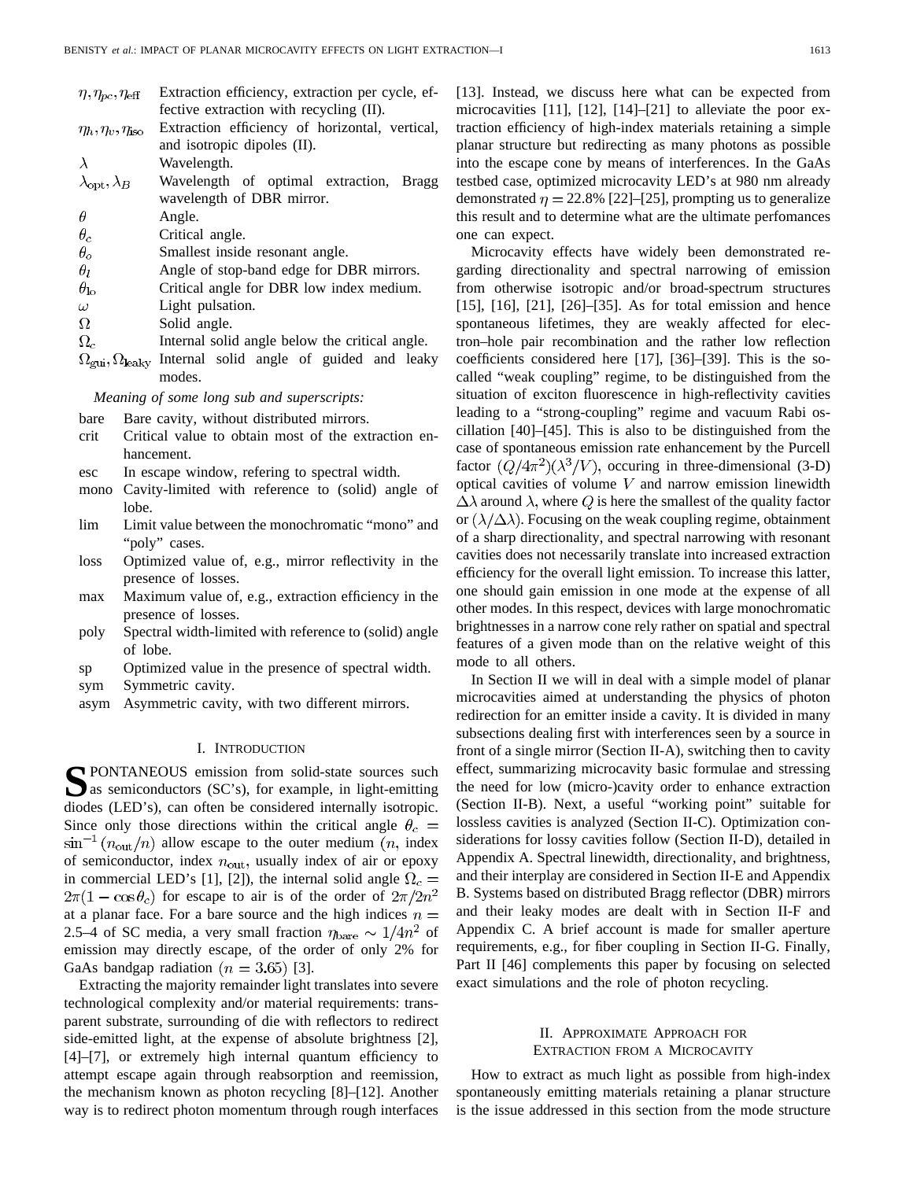| | |
|---|---|
| $\eta, \eta_{pc}, \eta_{\text{eff}}$ | Extraction efficiency, extraction per cycle, effective extraction with recycling (II). |
| $\eta_h, \eta_v, \eta_{\text{iso}}$ | Extraction efficiency of horizontal, vertical, and isotropic dipoles (II). |
| $\lambda$ | Wavelength. |
| $\lambda_{\text{opt}}, \lambda_B$ | Wavelength of optimal extraction, Bragg wavelength of DBR mirror. |
| $\theta$ | Angle. |
| $\theta_c$ | Critical angle. |
| $\theta_o$ | Smallest inside resonant angle. |
| $\theta_l$ | Angle of stop-band edge for DBR mirrors. |
| $\theta_{\text{lo}}$ | Critical angle for DBR low index medium. |
| $\omega$ | Light pulsation. |
| $\Omega$ | Solid angle. |
| $\Omega_c$ | Internal solid angle below the critical angle. |
| $\Omega_{\text{gui}}, \Omega_{\text{leaky}}$ | Internal solid angle of guided and leaky modes. |

*Meaning of some long sub and superscripts:*

| | |
|---|---|
| bare | Bare cavity, without distributed mirrors. |
| crit | Critical value to obtain most of the extraction enhancement. |
| esc | In escape window, refering to spectral width. |
| mono | Cavity-limited with reference to (solid) angle of lobe. |
| lim | Limit value between the monochromatic "mono" and "poly" cases. |
| loss | Optimized value of, e.g., mirror reflectivity in the presence of losses. |
| max | Maximum value of, e.g., extraction efficiency in the presence of losses. |
| poly | Spectral width-limited with reference to (solid) angle of lobe. |
| sp | Optimized value in the presence of spectral width. |
| sym | Symmetric cavity. |
| asym | Asymmetric cavity, with two different mirrors. |

## I. INTRODUCTION

SPONTANEOUS emission from solid-state sources such as semiconductors (SC's), for example, in light-emitting diodes (LED's), can often be considered internally isotropic. Since only those directions within the critical angle $\theta_c = \sin^{-1}(n_{\text{out}}/n)$ allow escape to the outer medium ($n$, index of semiconductor, index $n_{\text{out}}$, usually index of air or epoxy in commercial LED's [1], [2]), the internal solid angle $\Omega_c = 2\pi(1 - \cos\theta_c)$ for escape to air is of the order of $2\pi/2n^2$ at a planar face. For a bare source and the high indices $n =$ 2.5–4 of SC media, a very small fraction $\eta_{\text{bare}} \sim 1/4n^2$ of emission may directly escape, of the order of only 2% for GaAs bandgap radiation ($n = 3.65$) [3].

Extracting the majority remainder light translates into severe technological complexity and/or material requirements: transparent substrate, surrounding of die with reflectors to redirect side-emitted light, at the expense of absolute brightness [2], [4]–[7], or extremely high internal quantum efficiency to attempt escape again through reabsorption and reemission, the mechanism known as photon recycling [8]–[12]. Another way is to redirect photon momentum through rough interfaces [13]. Instead, we discuss here what can be expected from microcavities [11], [12], [14]–[21] to alleviate the poor extraction efficiency of high-index materials retaining a simple planar structure but redirecting as many photons as possible into the escape cone by means of interferences. In the GaAs testbed case, optimized microcavity LED's at 980 nm already demonstrated $\eta = 22.8\%$ [22]–[25], prompting us to generalize this result and to determine what are the ultimate perfomances one can expect.

Microcavity effects have widely been demonstrated regarding directionality and spectral narrowing of emission from otherwise isotropic and/or broad-spectrum structures [15], [16], [21], [26]–[35]. As for total emission and hence spontaneous lifetimes, they are weakly affected for electron–hole pair recombination and the rather low reflection coefficients considered here [17], [36]–[39]. This is the so-called "weak coupling" regime, to be distinguished from the situation of exciton fluorescence in high-reflectivity cavities leading to a "strong-coupling" regime and vacuum Rabi oscillation [40]–[45]. This is also to be distinguished from the case of spontaneous emission rate enhancement by the Purcell factor $(Q/4\pi^2)(\lambda^3/V)$, occuring in three-dimensional (3-D) optical cavities of volume $V$ and narrow emission linewidth $\Delta\lambda$ around $\lambda$, where $Q$ is here the smallest of the quality factor or $(\lambda/\Delta\lambda)$. Focusing on the weak coupling regime, obtainment of a sharp directionality, and spectral narrowing with resonant cavities does not necessarily translate into increased extraction efficiency for the overall light emission. To increase this latter, one should gain emission in one mode at the expense of all other modes. In this respect, devices with large monochromatic brightnesses in a narrow cone rely rather on spatial and spectral features of a given mode than on the relative weight of this mode to all others.

In Section II we will in deal with a simple model of planar microcavities aimed at understanding the physics of photon redirection for an emitter inside a cavity. It is divided in many subsections dealing first with interferences seen by a source in front of a single mirror (Section II-A), switching then to cavity effect, summarizing microcavity basic formulae and stressing the need for low (micro-)cavity order to enhance extraction (Section II-B). Next, a useful "working point" suitable for lossless cavities is analyzed (Section II-C). Optimization considerations for lossy cavities follow (Section II-D), detailed in Appendix A. Spectral linewidth, directionality, and brightness, and their interplay are considered in Section II-E and Appendix B. Systems based on distributed Bragg reflector (DBR) mirrors and their leaky modes are dealt with in Section II-F and Appendix C. A brief account is made for smaller aperture requirements, e.g., for fiber coupling in Section II-G. Finally, Part II [46] complements this paper by focusing on selected exact simulations and the role of photon recycling.

## II. APPROXIMATE APPROACH FOR EXTRACTION FROM A MICROCAVITY

How to extract as much light as possible from high-index spontaneously emitting materials retaining a planar structure is the issue addressed in this section from the mode structure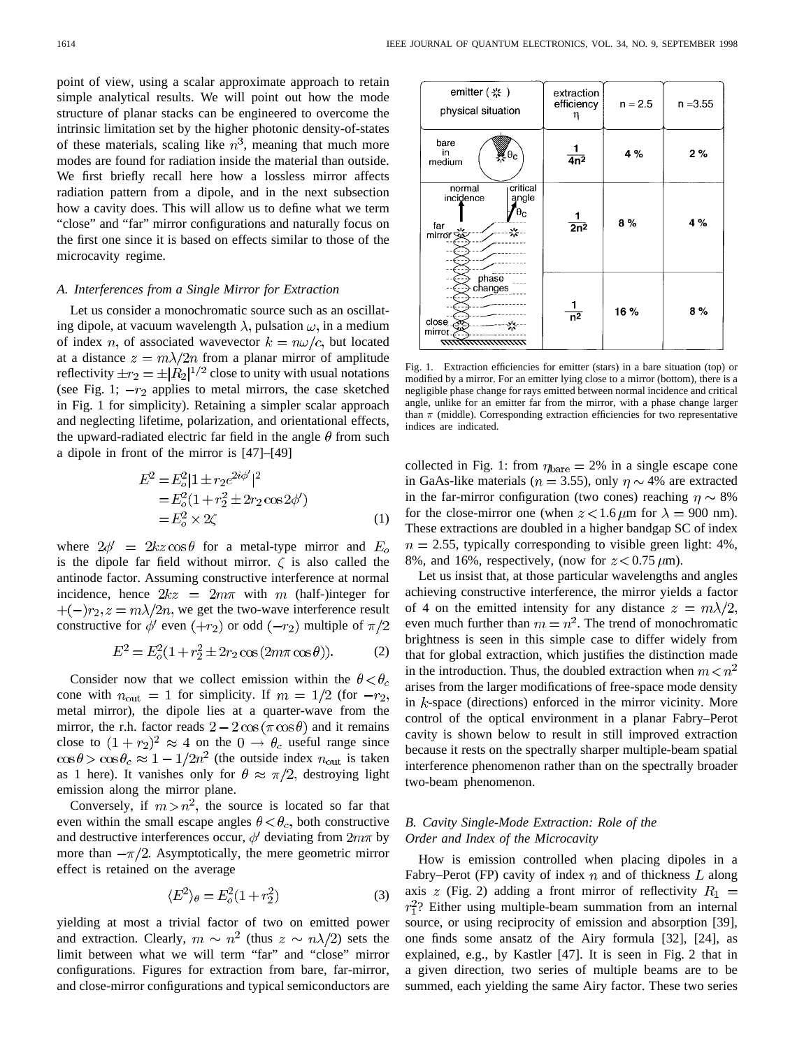point of view, using a scalar approximate approach to retain simple analytical results. We will point out how the mode structure of planar stacks can be engineered to overcome the intrinsic limitation set by the higher photonic density-of-states of these materials, scaling like $n^3$, meaning that much more modes are found for radiation inside the material than outside. We first briefly recall here how a lossless mirror affects radiation pattern from a dipole, and in the next subsection how a cavity does. This will allow us to define what we term "close" and "far" mirror configurations and naturally focus on the first one since it is based on effects similar to those of the microcavity regime.

### A. Interferences from a Single Mirror for Extraction

Let us consider a monochromatic source such as an oscillating dipole, at vacuum wavelength $\lambda$, pulsation $\omega$, in a medium of index $n$, of associated wavevector $k = n\omega/c$, but located at a distance $z = m\lambda/2n$ from a planar mirror of amplitude reflectivity $\pm r_2 = \pm|R_2|^{1/2}$ close to unity with usual notations (see Fig. 1; $-r_2$ applies to metal mirrors, the case sketched in Fig. 1 for simplicity). Retaining a simpler scalar approach and neglecting lifetime, polarization, and orientational effects, the upward-radiated electric far field in the angle $\theta$ from such a dipole in front of the mirror is [47]–[49]

$$
\begin{aligned}
E^2 &= E_o^2|1 \pm r_2 e^{2i\phi'}|^2 \\
&= E_o^2(1 + r_2^2 \pm 2r_2 \cos 2\phi') \\
&= E_o^2 \times 2\zeta
\end{aligned}
\tag{1}
$$

where $2\phi' = 2kz\cos\theta$ for a metal-type mirror and $E_o$ is the dipole far field without mirror. $\zeta$ is also called the antinode factor. Assuming constructive interference at normal incidence, hence $2kz = 2m\pi$ with $m$ (half-)integer for $+(-)r_2, z = m\lambda/2n$, we get the two-wave interference result constructive for $\phi'$ even $(+r_2)$ or odd $(-r_2)$ multiple of $\pi/2$

$$
E^2 = E_o^2(1 + r_2^2 \pm 2r_2 \cos(2m\pi\cos\theta)). \tag{2}
$$

Consider now that we collect emission within the $\theta < \theta_c$ cone with $n_{\text{out}} = 1$ for simplicity. If $m = 1/2$ (for $-r_2$, metal mirror), the dipole lies at a quarter-wave from the mirror, the r.h. factor reads $2 - 2\cos(\pi\cos\theta)$ and it remains close to $(1 + r_2)^2 \approx 4$ on the $0 \to \theta_c$ useful range since $\cos\theta > \cos\theta_c \approx 1 - 1/2n^2$ (the outside index $n_{\text{out}}$ is taken as 1 here). It vanishes only for $\theta \approx \pi/2$, destroying light emission along the mirror plane.

Conversely, if $m > n^2$, the source is located so far that even within the small escape angles $\theta < \theta_c$, both constructive and destructive interferences occur, $\phi'$ deviating from $2m\pi$ by more than $-\pi/2$. Asymptotically, the mere geometric mirror effect is retained on the average

$$
\langle E^2 \rangle_\theta = E_o^2(1 + r_2^2) \tag{3}
$$

yielding at most a trivial factor of two on emitted power and extraction. Clearly, $m \sim n^2$ (thus $z \sim n\lambda/2$) sets the limit between what we will term "far" and "close" mirror configurations. Figures for extraction from bare, far-mirror, and close-mirror configurations and typical semiconductors are collected in Fig. 1: from $\eta_{\text{bare}} = 2\%$ in a single escape cone in GaAs-like materials ($n = 3.55$), only $\eta \sim 4\%$ are extracted in the far-mirror configuration (two cones) reaching $\eta \sim 8\%$ for the close-mirror one (when $z < 1.6\,\mu$m for $\lambda = 900$ nm). These extractions are doubled in a higher bandgap SC of index $n = 2.55$, typically corresponding to visible green light: 4%, 8%, and 16%, respectively, (now for $z < 0.75\,\mu$m).

| emitter (✲) physical situation | extraction efficiency $\eta$ | n = 2.5 | n = 3.55 |
|---|---|---|---|
| bare in medium | $\frac{1}{4n^2}$ | 4 % | 2 % |
| far mirror | $\frac{1}{2n^2}$ | 8 % | 4 % |
| close mirror | $\frac{1}{n^2}$ | 16 % | 8 % |

Fig. 1. Extraction efficiencies for emitter (stars) in a bare situation (top) or modified by a mirror (bottom), there is a negligible phase change for rays emitted between normal incidence and critical angle, unlike for an emitter far from the mirror, with a phase change larger than $\pi$ (middle). Corresponding extraction efficiencies for two representative indices are indicated.

Let us insist that, at those particular wavelengths and angles achieving constructive interference, the mirror yields a factor of 4 on the emitted intensity for any distance $z = m\lambda/2$, even much further than $m = n^2$. The trend of monochromatic brightness is seen in this simple case to differ widely from that for global extraction, which justifies the distinction made in the introduction. Thus, the doubled extraction when $m < n^2$ arises from the larger modifications of free-space mode density in $k$-space (directions) enforced in the mirror vicinity. More control of the optical environment in a planar Fabry–Perot cavity is shown below to result in still improved extraction because it rests on the spectrally sharper multiple-beam spatial interference phenomenon rather than on the spectrally broader two-beam phenomenon.

### B. Cavity Single-Mode Extraction: Role of the Order and Index of the Microcavity

How is emission controlled when placing dipoles in a Fabry–Perot (FP) cavity of index $n$ and of thickness $L$ along axis $z$ (Fig. 2) adding a front mirror of reflectivity $R_1 = r_1^2$? Either using multiple-beam summation from an internal source, or using reciprocity of emission and absorption [39], one finds some ansatz of the Airy formula [32], [24], as explained, e.g., by Kastler [47]. It is seen in Fig. 2 that in a given direction, two series of multiple beams are to be summed, each yielding the same Airy factor. These two series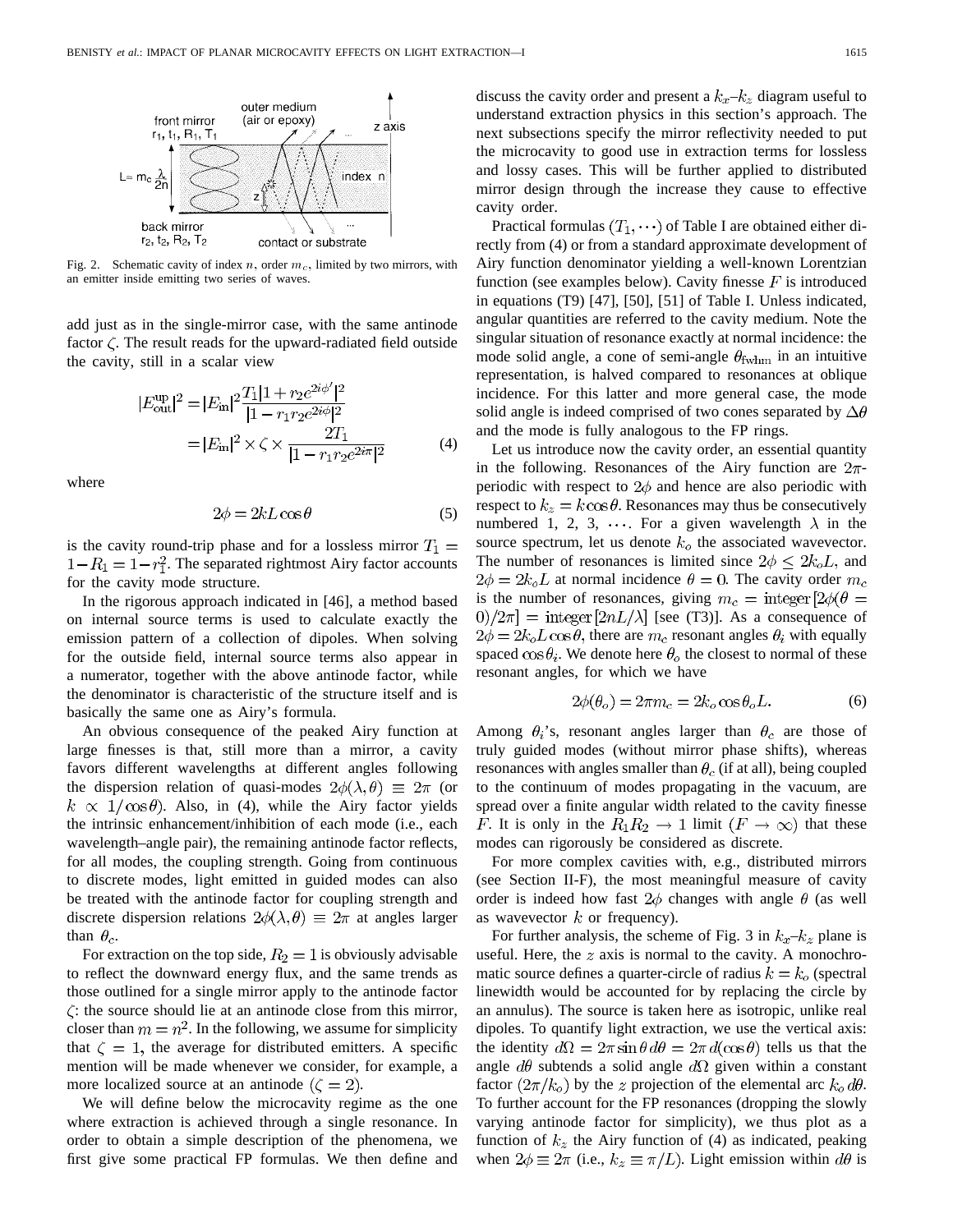Fig. 2. Schematic cavity of index $n$, order $m_c$, limited by two mirrors, with an emitter inside emitting two series of waves.

add just as in the single-mirror case, with the same antinode factor $\zeta$. The result reads for the upward-radiated field outside the cavity, still in a scalar view

$$|E_{\rm out}^{\rm up}|^2 = |E_{\rm in}|^2 \frac{T_1 |1 + r_2 e^{2i\phi'}|^2}{|1 - r_1 r_2 e^{2i\phi}|^2} = |E_{\rm in}|^2 \times \zeta \times \frac{2T_1}{|1 - r_1 r_2 e^{2i\pi}|^2} \quad (4)$$

where

$$2\phi = 2kL\cos\theta \quad (5)$$

is the cavity round-trip phase and for a lossless mirror $T_1 = 1 - R_1 = 1 - r_1^2$. The separated rightmost Airy factor accounts for the cavity mode structure.

In the rigorous approach indicated in [46], a method based on internal source terms is used to calculate exactly the emission pattern of a collection of dipoles. When solving for the outside field, internal source terms also appear in a numerator, together with the above antinode factor, while the denominator is characteristic of the structure itself and is basically the same one as Airy's formula.

An obvious consequence of the peaked Airy function at large finesses is that, still more than a mirror, a cavity favors different wavelengths at different angles following the dispersion relation of quasi-modes $2\phi(\lambda, \theta) \equiv 2\pi$ (or $k \propto 1/\cos\theta$). Also, in (4), while the Airy factor yields the intrinsic enhancement/inhibition of each mode (i.e., each wavelength–angle pair), the remaining antinode factor reflects, for all modes, the coupling strength. Going from continuous to discrete modes, light emitted in guided modes can also be treated with the antinode factor for coupling strength and discrete dispersion relations $2\phi(\lambda, \theta) \equiv 2\pi$ at angles larger than $\theta_c$.

For extraction on the top side, $R_2 = 1$ is obviously advisable to reflect the downward energy flux, and the same trends as those outlined for a single mirror apply to the antinode factor $\zeta$: the source should lie at an antinode close from this mirror, closer than $m = n^2$. In the following, we assume for simplicity that $\zeta = 1$, the average for distributed emitters. A specific mention will be made whenever we consider, for example, a more localized source at an antinode ($\zeta = 2$).

We will define below the microcavity regime as the one where extraction is achieved through a single resonance. In order to obtain a simple description of the phenomena, we first give some practical FP formulas. We then define and discuss the cavity order and present a $k_x$–$k_z$ diagram useful to understand extraction physics in this section's approach. The next subsections specify the mirror reflectivity needed to put the microcavity to good use in extraction terms for lossless and lossy cases. This will be further applied to distributed mirror design through the increase they cause to effective cavity order.

Practical formulas $(T_1, \cdots)$ of Table I are obtained either directly from (4) or from a standard approximate development of Airy function denominator yielding a well-known Lorentzian function (see examples below). Cavity finesse $F$ is introduced in equations (T9) [47], [50], [51] of Table I. Unless indicated, angular quantities are referred to the cavity medium. Note the singular situation of resonance exactly at normal incidence: the mode solid angle, a cone of semi-angle $\theta_{\rm fwhm}$ in an intuitive representation, is halved compared to resonances at oblique incidence. For this latter and more general case, the mode solid angle is indeed comprised of two cones separated by $\Delta\theta$ and the mode is fully analogous to the FP rings.

Let us introduce now the cavity order, an essential quantity in the following. Resonances of the Airy function are $2\pi$-periodic with respect to $2\phi$ and hence are also periodic with respect to $k_z = k\cos\theta$. Resonances may thus be consecutively numbered 1, 2, 3, $\cdots$. For a given wavelength $\lambda$ in the source spectrum, let us denote $k_o$ the associated wavevector. The number of resonances is limited since $2\phi \leq 2k_oL$, and $2\phi = 2k_oL$ at normal incidence $\theta = 0$. The cavity order $m_c$ is the number of resonances, giving $m_c = {\rm integer}[2\phi(\theta = 0)/2\pi] = {\rm integer}[2nL/\lambda]$ [see (T3)]. As a consequence of $2\phi = 2k_oL\cos\theta$, there are $m_c$ resonant angles $\theta_i$ with equally spaced $\cos\theta_i$. We denote here $\theta_o$ the closest to normal of these resonant angles, for which we have

$$2\phi(\theta_o) = 2\pi m_c = 2k_o\cos\theta_o L. \quad (6)$$

Among $\theta_i$'s, resonant angles larger than $\theta_c$ are those of truly guided modes (without mirror phase shifts), whereas resonances with angles smaller than $\theta_c$ (if at all), being coupled to the continuum of modes propagating in the vacuum, are spread over a finite angular width related to the cavity finesse $F$. It is only in the $R_1R_2 \to 1$ limit ($F \to \infty$) that these modes can rigorously be considered as discrete.

For more complex cavities with, e.g., distributed mirrors (see Section II-F), the most meaningful measure of cavity order is indeed how fast $2\phi$ changes with angle $\theta$ (as well as wavevector $k$ or frequency).

For further analysis, the scheme of Fig. 3 in $k_x$–$k_z$ plane is useful. Here, the $z$ axis is normal to the cavity. A monochromatic source defines a quarter-circle of radius $k = k_o$ (spectral linewidth would be accounted for by replacing the circle by an annulus). The source is taken here as isotropic, unlike real dipoles. To quantify light extraction, we use the vertical axis: the identity $d\Omega = 2\pi\sin\theta\, d\theta = 2\pi\, d(\cos\theta)$ tells us that the angle $d\theta$ subtends a solid angle $d\Omega$ given within a constant factor $(2\pi/k_o)$ by the $z$ projection of the elemental arc $k_o\, d\theta$. To further account for the FP resonances (dropping the slowly varying antinode factor for simplicity), we thus plot as a function of $k_z$ the Airy function of (4) as indicated, peaking when $2\phi \equiv 2\pi$ (i.e., $k_z \equiv \pi/L$). Light emission within $d\theta$ is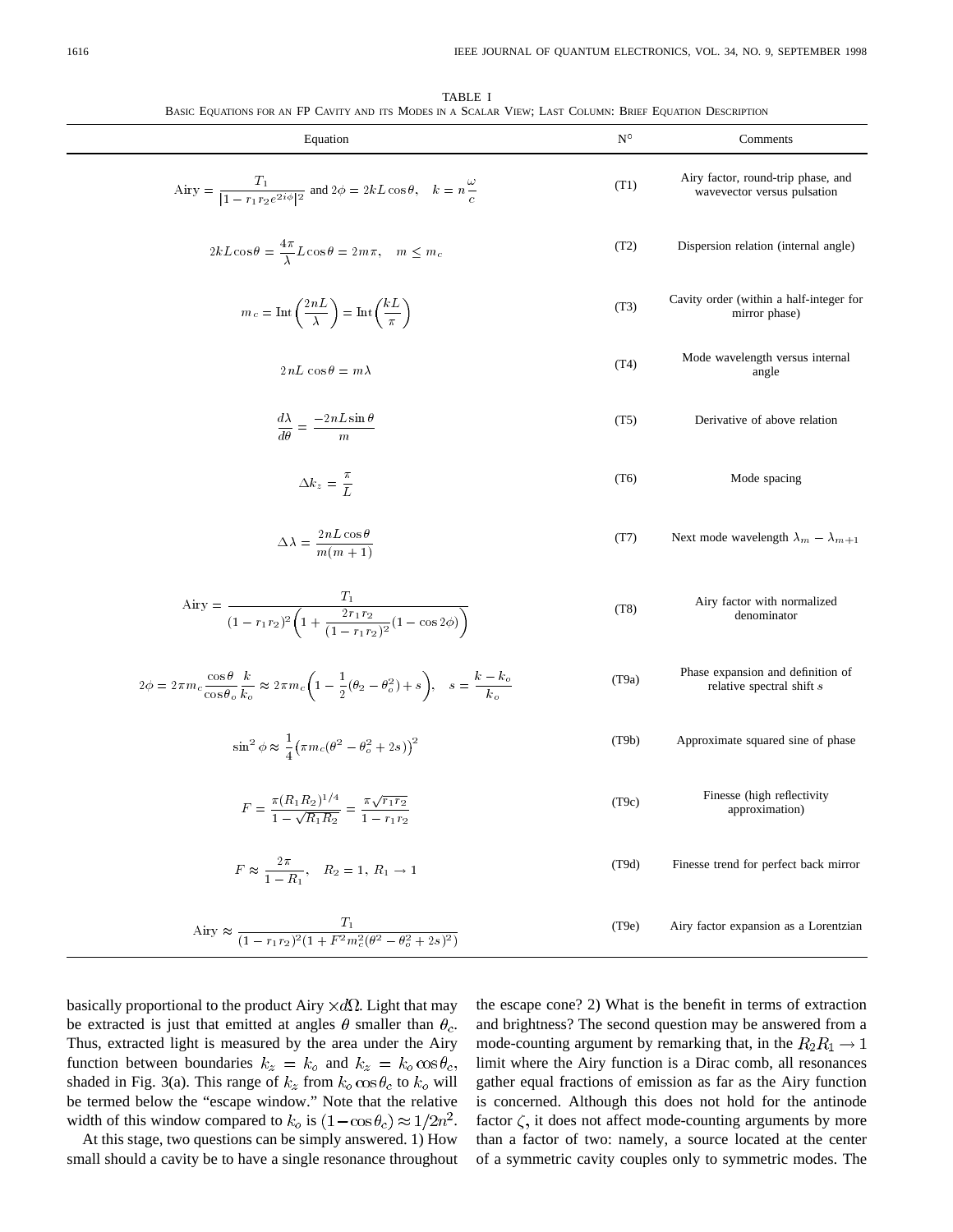TABLE I

BASIC EQUATIONS FOR AN FP CAVITY AND ITS MODES IN A SCALAR VIEW; LAST COLUMN: BRIEF EQUATION DESCRIPTION

| Equation | N° | Comments |
|---|---|---|
| $\text{Airy} = \dfrac{T_1}{\lvert 1 - r_1 r_2 e^{2i\phi}\rvert^2}$ and $2\phi = 2kL\cos\theta, \quad k = n\dfrac{\omega}{c}$ | (T1) | Airy factor, round-trip phase, and wavevector versus pulsation |
| $2kL\cos\theta = \dfrac{4\pi}{\lambda}L\cos\theta = 2m\pi, \quad m \leq m_c$ | (T2) | Dispersion relation (internal angle) |
| $m_c = \text{Int}\left(\dfrac{2nL}{\lambda}\right) = \text{Int}\left(\dfrac{kL}{\pi}\right)$ | (T3) | Cavity order (within a half-integer for mirror phase) |
| $2nL\cos\theta = m\lambda$ | (T4) | Mode wavelength versus internal angle |
| $\dfrac{d\lambda}{d\theta} = \dfrac{-2nL\sin\theta}{m}$ | (T5) | Derivative of above relation |
| $\Delta k_z = \dfrac{\pi}{L}$ | (T6) | Mode spacing |
| $\Delta\lambda = \dfrac{2nL\cos\theta}{m(m+1)}$ | (T7) | Next mode wavelength $\lambda_m - \lambda_{m+1}$ |
| $\text{Airy} = \dfrac{T_1}{(1-r_1r_2)^2\left(1 + \dfrac{2r_1r_2}{(1-r_1r_2)^2}(1-\cos 2\phi)\right)}$ | (T8) | Airy factor with normalized denominator |
| $2\phi = 2\pi m_c \dfrac{\cos\theta}{\cos\theta_o}\dfrac{k}{k_o} \approx 2\pi m_c\left(1 - \dfrac{1}{2}(\theta_2 - \theta_o^2) + s\right), \quad s = \dfrac{k-k_o}{k_o}$ | (T9a) | Phase expansion and definition of relative spectral shift $s$ |
| $\sin^2\phi \approx \dfrac{1}{4}\left(\pi m_c(\theta^2 - \theta_o^2 + 2s)\right)^2$ | (T9b) | Approximate squared sine of phase |
| $F = \dfrac{\pi(R_1R_2)^{1/4}}{1-\sqrt{R_1R_2}} = \dfrac{\pi\sqrt{r_1r_2}}{1-r_1r_2}$ | (T9c) | Finesse (high reflectivity approximation) |
| $F \approx \dfrac{2\pi}{1-R_1}, \quad R_2 = 1,\ R_1 \to 1$ | (T9d) | Finesse trend for perfect back mirror |
| $\text{Airy} \approx \dfrac{T_1}{(1-r_1r_2)^2(1 + F^2m_c^2(\theta^2 - \theta_o^2 + 2s)^2)}$ | (T9e) | Airy factor expansion as a Lorentzian |

basically proportional to the product Airy $\times d\Omega$. Light that may be extracted is just that emitted at angles $\theta$ smaller than $\theta_c$. Thus, extracted light is measured by the area under the Airy function between boundaries $k_z = k_o$ and $k_z = k_o\cos\theta_c$, shaded in Fig. 3(a). This range of $k_z$ from $k_o\cos\theta_c$ to $k_o$ will be termed below the "escape window." Note that the relative width of this window compared to $k_o$ is $(1-\cos\theta_c) \approx 1/2n^2$.

At this stage, two questions can be simply answered. 1) How small should a cavity be to have a single resonance throughout the escape cone? 2) What is the benefit in terms of extraction and brightness? The second question may be answered from a mode-counting argument by remarking that, in the $R_2R_1 \to 1$ limit where the Airy function is a Dirac comb, all resonances gather equal fractions of emission as far as the Airy function is concerned. Although this does not hold for the antinode factor $\zeta$, it does not affect mode-counting arguments by more than a factor of two: namely, a source located at the center of a symmetric cavity couples only to symmetric modes. The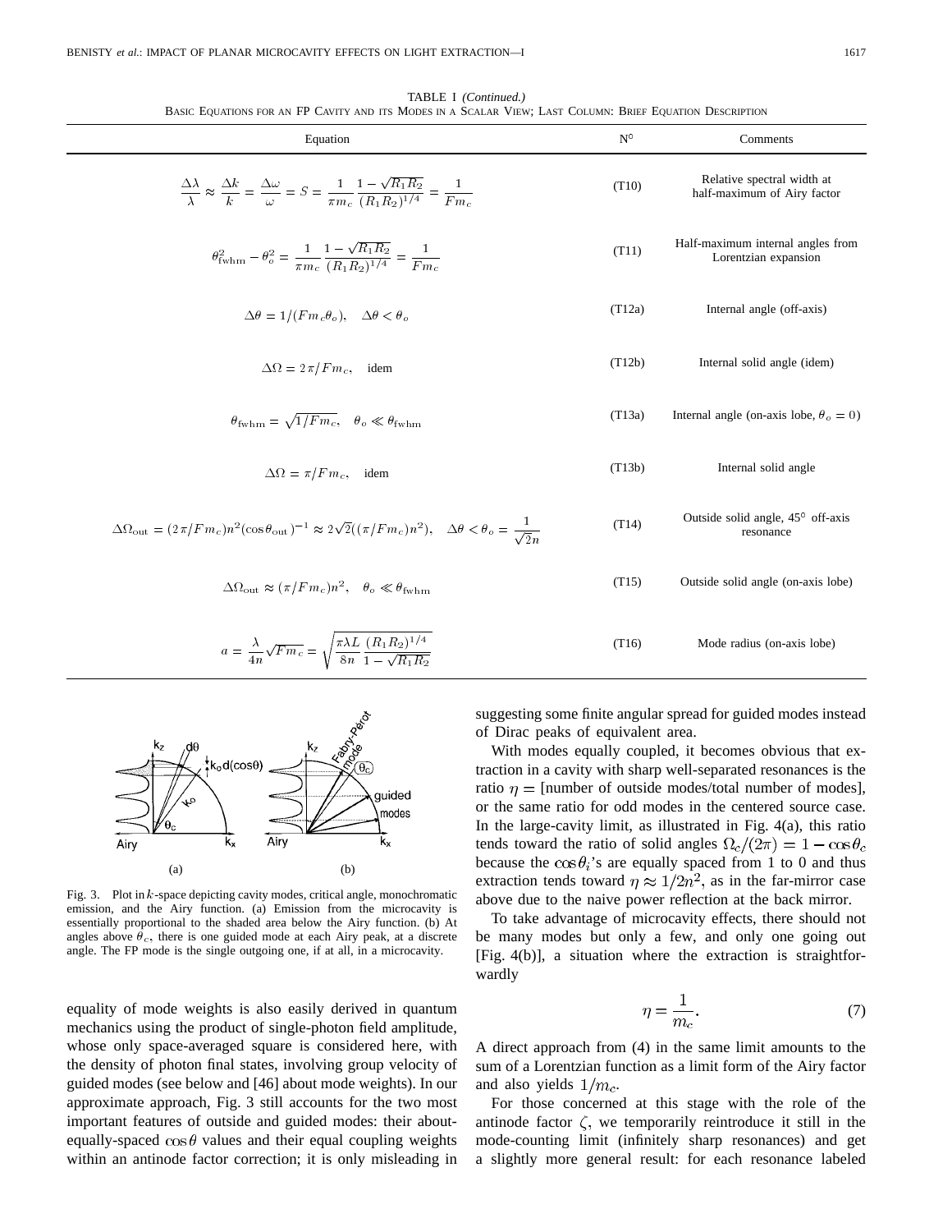TABLE I *(Continued.)*
BASIC EQUATIONS FOR AN FP CAVITY AND ITS MODES IN A SCALAR VIEW; LAST COLUMN: BRIEF EQUATION DESCRIPTION

| Equation | N° | Comments |
|---|---|---|
| $\frac{\Delta\lambda}{\lambda} \approx \frac{\Delta k}{k} = \frac{\Delta\omega}{\omega} = S = \frac{1}{\pi m_c}\frac{1-\sqrt{R_1R_2}}{(R_1R_2)^{1/4}} = \frac{1}{Fm_c}$ | (T10) | Relative spectral width at half-maximum of Airy factor |
| $\theta_{\rm fwhm}^2 - \theta_o^2 = \frac{1}{\pi m_c}\frac{1-\sqrt{R_1R_2}}{(R_1R_2)^{1/4}} = \frac{1}{Fm_c}$ | (T11) | Half-maximum internal angles from Lorentzian expansion |
| $\Delta\theta = 1/(Fm_c\theta_o), \quad \Delta\theta < \theta_o$ | (T12a) | Internal angle (off-axis) |
| $\Delta\Omega = 2\pi/Fm_c, \quad$ idem | (T12b) | Internal solid angle (idem) |
| $\theta_{\rm fwhm} = \sqrt{1/Fm_c}, \quad \theta_o \ll \theta_{\rm fwhm}$ | (T13a) | Internal angle (on-axis lobe, $\theta_o = 0$) |
| $\Delta\Omega = \pi/Fm_c, \quad$ idem | (T13b) | Internal solid angle |
| $\Delta\Omega_{\rm out} = (2\pi/Fm_c)n^2(\cos\theta_{\rm out})^{-1} \approx 2\sqrt{2}((\pi/Fm_c)n^2), \quad \Delta\theta < \theta_o = \frac{1}{\sqrt{2}n}$ | (T14) | Outside solid angle, 45° off-axis resonance |
| $\Delta\Omega_{\rm out} \approx (\pi/Fm_c)n^2, \quad \theta_o \ll \theta_{\rm fwhm}$ | (T15) | Outside solid angle (on-axis lobe) |
| $a = \frac{\lambda}{4n}\sqrt{Fm_c} = \sqrt{\frac{\pi\lambda L}{8n}\frac{(R_1R_2)^{1/4}}{1-\sqrt{R_1R_2}}}$ | (T16) | Mode radius (on-axis lobe) |

Fig. 3. Plot in $k$-space depicting cavity modes, critical angle, monochromatic emission, and the Airy function. (a) Emission from the microcavity is essentially proportional to the shaded area below the Airy function. (b) At angles above $\theta_c$, there is one guided mode at each Airy peak, at a discrete angle. The FP mode is the single outgoing one, if at all, in a microcavity.

equality of mode weights is also easily derived in quantum mechanics using the product of single-photon field amplitude, whose only space-averaged square is considered here, with the density of photon final states, involving group velocity of guided modes (see below and [46] about mode weights). In our approximate approach, Fig. 3 still accounts for the two most important features of outside and guided modes: their about-equally-spaced $\cos\theta$ values and their equal coupling weights within an antinode factor correction; it is only misleading in suggesting some finite angular spread for guided modes instead of Dirac peaks of equivalent area.

With modes equally coupled, it becomes obvious that extraction in a cavity with sharp well-separated resonances is the ratio $\eta =$ [number of outside modes/total number of modes], or the same ratio for odd modes in the centered source case. In the large-cavity limit, as illustrated in Fig. 4(a), this ratio tends toward the ratio of solid angles $\Omega_c/(2\pi) = 1 - \cos\theta_c$ because the $\cos\theta_i$'s are equally spaced from 1 to 0 and thus extraction tends toward $\eta \approx 1/2n^2$, as in the far-mirror case above due to the naive power reflection at the back mirror.

To take advantage of microcavity effects, there should not be many modes but only a few, and only one going out [Fig. 4(b)], a situation where the extraction is straightforwardly

$$\eta = \frac{1}{m_c}. \tag{7}$$

A direct approach from (4) in the same limit amounts to the sum of a Lorentzian function as a limit form of the Airy factor and also yields $1/m_c$.

For those concerned at this stage with the role of the antinode factor $\zeta$, we temporarily reintroduce it still in the mode-counting limit (infinitely sharp resonances) and get a slightly more general result: for each resonance labeled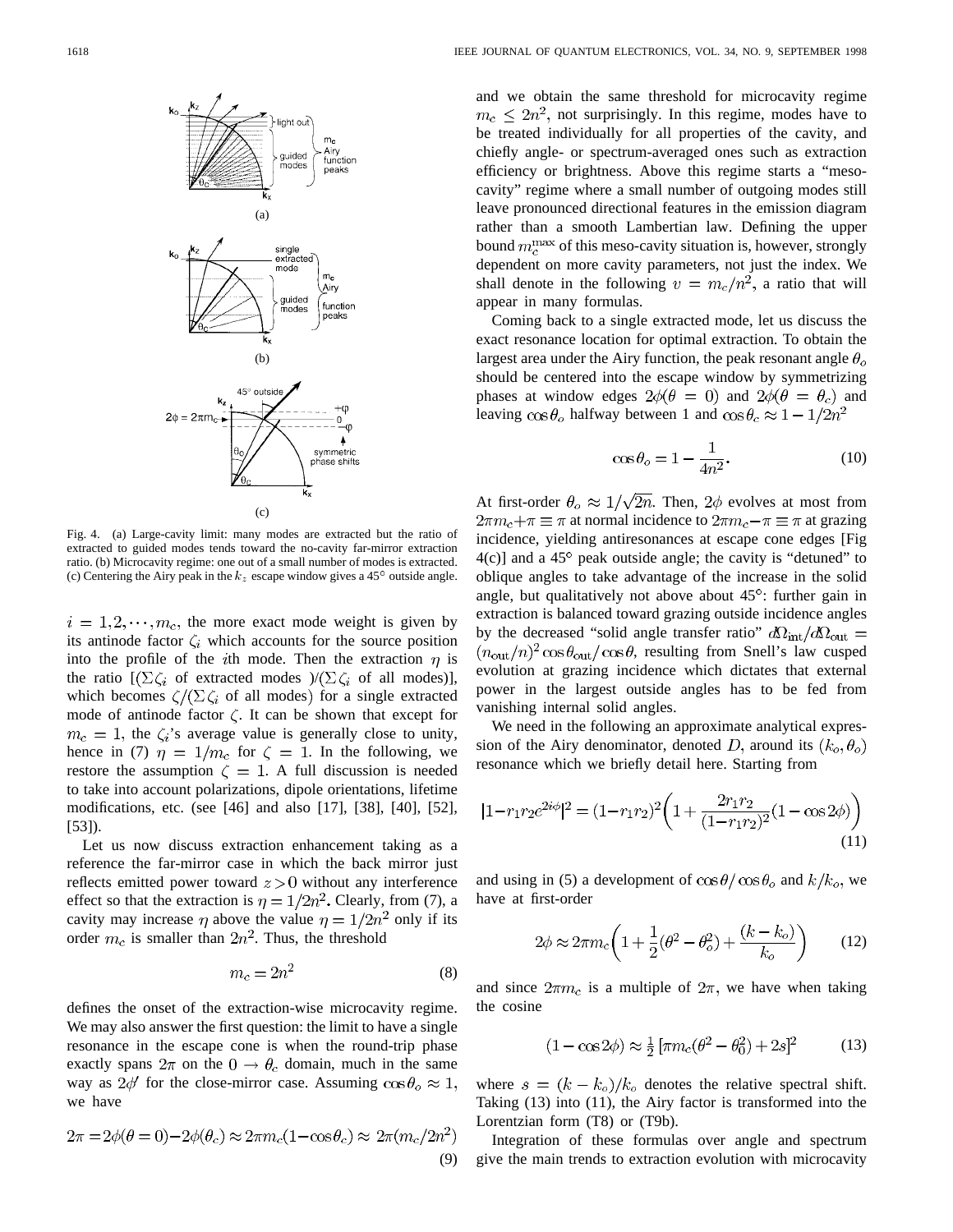Fig. 4. (a) Large-cavity limit: many modes are extracted but the ratio of extracted to guided modes tends toward the no-cavity far-mirror extraction ratio. (b) Microcavity regime: one out of a small number of modes is extracted. (c) Centering the Airy peak in the $k_z$ escape window gives a 45° outside angle.

$i = 1, 2, \cdots, m_c$, the more exact mode weight is given by its antinode factor $\zeta_i$ which accounts for the source position into the profile of the $i$th mode. Then the extraction $\eta$ is the ratio [($\Sigma\zeta_i$ of extracted modes )/($\Sigma\zeta_i$ of all modes)], which becomes $\zeta/(\Sigma\zeta_i$ of all modes) for a single extracted mode of antinode factor $\zeta$. It can be shown that except for $m_c = 1$, the $\zeta_i$'s average value is generally close to unity, hence in (7) $\eta = 1/m_c$ for $\zeta = 1$. In the following, we restore the assumption $\zeta = 1$. A full discussion is needed to take into account polarizations, dipole orientations, lifetime modifications, etc. (see [46] and also [17], [38], [40], [52], [53]).

Let us now discuss extraction enhancement taking as a reference the far-mirror case in which the back mirror just reflects emitted power toward $z > 0$ without any interference effect so that the extraction is $\eta = 1/2n^2$. Clearly, from (7), a cavity may increase $\eta$ above the value $\eta = 1/2n^2$ only if its order $m_c$ is smaller than $2n^2$. Thus, the threshold

$$m_c = 2n^2 \tag{8}$$

defines the onset of the extraction-wise microcavity regime. We may also answer the first question: the limit to have a single resonance in the escape cone is when the round-trip phase exactly spans $2\pi$ on the $0 \rightarrow \theta_c$ domain, much in the same way as $2\phi'$ for the close-mirror case. Assuming $\cos\theta_o \approx 1$, we have

$$2\pi = 2\phi(\theta = 0) - 2\phi(\theta_c) \approx 2\pi m_c(1 - \cos\theta_c) \approx 2\pi(m_c/2n^2) \tag{9}$$

and we obtain the same threshold for microcavity regime $m_c \leq 2n^2$, not surprisingly. In this regime, modes have to be treated individually for all properties of the cavity, and chiefly angle- or spectrum-averaged ones such as extraction efficiency or brightness. Above this regime starts a "meso-cavity" regime where a small number of outgoing modes still leave pronounced directional features in the emission diagram rather than a smooth Lambertian law. Defining the upper bound $m_c^{\max}$ of this meso-cavity situation is, however, strongly dependent on more cavity parameters, not just the index. We shall denote in the following $v = m_c/n^2$, a ratio that will appear in many formulas.

Coming back to a single extracted mode, let us discuss the exact resonance location for optimal extraction. To obtain the largest area under the Airy function, the peak resonant angle $\theta_o$ should be centered into the escape window by symmetrizing phases at window edges $2\phi(\theta = 0)$ and $2\phi(\theta = \theta_c)$ and leaving $\cos\theta_o$ halfway between 1 and $\cos\theta_c \approx 1 - 1/2n^2$

$$\cos\theta_o = 1 - \frac{1}{4n^2}. \tag{10}$$

At first-order $\theta_o \approx 1/\sqrt{2n}$. Then, $2\phi$ evolves at most from $2\pi m_c + \pi \equiv \pi$ at normal incidence to $2\pi m_c - \pi \equiv \pi$ at grazing incidence, yielding antiresonances at escape cone edges [Fig 4(c)] and a 45° peak outside angle; the cavity is "detuned" to oblique angles to take advantage of the increase in the solid angle, but qualitatively not above about 45°: further gain in extraction is balanced toward grazing outside incidence angles by the decreased "solid angle transfer ratio" $d\Omega_{\text{int}}/d\Omega_{\text{out}} = (n_{\text{out}}/n)^2 \cos\theta_{\text{out}}/\cos\theta$, resulting from Snell's law cusped evolution at grazing incidence which dictates that external power in the largest outside angles has to be fed from vanishing internal solid angles.

We need in the following an approximate analytical expression of the Airy denominator, denoted $D$, around its $(k_o, \theta_o)$ resonance which we briefly detail here. Starting from

$$|1 - r_1 r_2 e^{2i\phi}|^2 = (1 - r_1 r_2)^2 \left(1 + \frac{2r_1 r_2}{(1 - r_1 r_2)^2}(1 - \cos 2\phi)\right) \tag{11}$$

and using in (5) a development of $\cos\theta/\cos\theta_o$ and $k/k_o$, we have at first-order

$$2\phi \approx 2\pi m_c \left(1 + \frac{1}{2}(\theta^2 - \theta_o^2) + \frac{(k - k_o)}{k_o}\right) \tag{12}$$

and since $2\pi m_c$ is a multiple of $2\pi$, we have when taking the cosine

$$(1 - \cos 2\phi) \approx \tfrac{1}{2}\left[\pi m_c(\theta^2 - \theta_0^2) + 2s\right]^2 \tag{13}$$

where $s = (k - k_o)/k_o$ denotes the relative spectral shift. Taking (13) into (11), the Airy factor is transformed into the Lorentzian form (T8) or (T9b).

Integration of these formulas over angle and spectrum give the main trends to extraction evolution with microcavity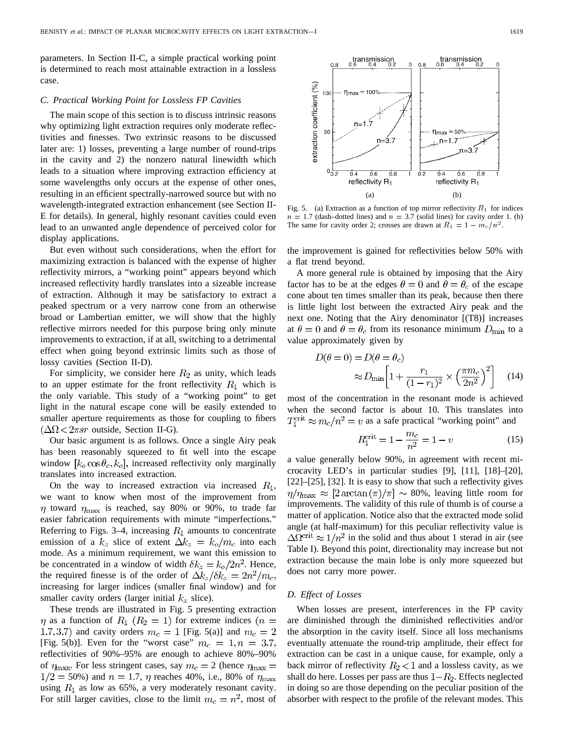parameters. In Section II-C, a simple practical working point is determined to reach most attainable extraction in a lossless case.

### C. Practical Working Point for Lossless FP Cavities

The main scope of this section is to discuss intrinsic reasons why optimizing light extraction requires only moderate reflectivities and finesses. Two extrinsic reasons to be discussed later are: 1) losses, preventing a large number of round-trips in the cavity and 2) the nonzero natural linewidth which leads to a situation where improving extraction efficiency at some wavelengths only occurs at the expense of other ones, resulting in an efficient spectrally-narrowed source but with no wavelength-integrated extraction enhancement (see Section II-E for details). In general, highly resonant cavities could even lead to an unwanted angle dependence of perceived color for display applications.

But even without such considerations, when the effort for maximizing extraction is balanced with the expense of higher reflectivity mirrors, a "working point" appears beyond which increased reflectivity hardly translates into a sizeable increase of extraction. Although it may be satisfactory to extract a peaked spectrum or a very narrow cone from an otherwise broad or Lambertian emitter, we will show that the highly reflective mirrors needed for this purpose bring only minute improvements to extraction, if at all, switching to a detrimental effect when going beyond extrinsic limits such as those of lossy cavities (Section II-D).

For simplicity, we consider here $R_2$ as unity, which leads to an upper estimate for the front reflectivity $R_1$ which is the only variable. This study of a "working point" to get light in the natural escape cone will be easily extended to smaller aperture requirements as those for coupling to fibers ($\Delta\Omega < 2\pi sr$ outside, Section II-G).

Our basic argument is as follows. Once a single Airy peak has been reasonably squeezed to fit well into the escape window $[k_o \cos\theta_c, k_o]$, increased reflectivity only marginally translates into increased extraction.

On the way to increased extraction via increased $R_1$, we want to know when most of the improvement from $\eta$ toward $\eta_{\max}$ is reached, say 80% or 90%, to trade far easier fabrication requirements with minute "imperfections." Referring to Figs. 3–4, increasing $R_1$ amounts to concentrate emission of a $k_z$ slice of extent $\Delta k_z = k_o/m_c$ into each mode. As a minimum requirement, we want this emission to be concentrated in a window of width $\delta k_z = k_o/2n^2$. Hence, the required finesse is of the order of $\Delta k_z/\delta k_z = 2n^2/m_c$, increasing for larger indices (smaller final window) and for smaller cavity orders (larger initial $k_z$ slice).

These trends are illustrated in Fig. 5 presenting extraction $\eta$ as a function of $R_1$ ($R_2 = 1$) for extreme indices ($n = 1.7, 3.7$) and cavity orders $m_c = 1$ [Fig. 5(a)] and $m_c = 2$ [Fig. 5(b)]. Even for the "worst case" $m_c = 1, n = 3.7$, reflectivities of 90%–95% are enough to achieve 80%–90% of $\eta_{\max}$. For less stringent cases, say $m_c = 2$ (hence $\eta_{\max} = 1/2 = 50\%$) and $n = 1.7$, $\eta$ reaches 40%, i.e., 80% of $\eta_{\max}$ using $R_1$ as low as 65%, a very moderately resonant cavity. For still larger cavities, close to the limit $m_c = n^2$, most of the improvement is gained for reflectivities below 50% with a flat trend beyond.

Fig. 5. (a) Extraction as a function of top mirror reflectivity $R_1$ for indices $n = 1.7$ (dash–dotted lines) and $n = 3.7$ (solid lines) for cavity order 1. (b) The same for cavity order 2; crosses are drawn at $R_1 = 1 - m_c/n^2$.

A more general rule is obtained by imposing that the Airy factor has to be at the edges $\theta = 0$ and $\theta = \theta_c$ of the escape cone about ten times smaller than its peak, because then there is little light lost between the extracted Airy peak and the next one. Noting that the Airy denominator [(T8)] increases at $\theta = 0$ and $\theta = \theta_c$ from its resonance minimum $D_{\min}$ to a value approximately given by

$$D(\theta = 0) = D(\theta = \theta_c) \approx D_{\min}\left[1 + \frac{r_1}{(1-r_1)^2} \times \left(\frac{\pi m_c}{2n^2}\right)^2\right] \quad (14)$$

most of the concentration in the resonant mode is achieved when the second factor is about 10. This translates into $T_1^{\text{crit}} \approx m_c/n^2 = v$ as a safe practical "working point" and

$$R_1^{\text{crit}} = 1 - \frac{m_c}{n^2} = 1 - v \quad (15)$$

a value generally below 90%, in agreement with recent microcavity LED's in particular studies [9], [11], [18]–[20], [22]–[25], [32]. It is easy to show that such a reflectivity gives $\eta/\eta_{\max} \approx [2\arctan(\pi)/\pi] \sim 80\%$, leaving little room for improvements. The validity of this rule of thumb is of course a matter of application. Notice also that the extracted mode solid angle (at half-maximum) for this peculiar reflectivity value is $\Delta\Omega^{\text{crit}} \approx 1/n^2$ in the solid and thus about 1 sterad in air (see Table I). Beyond this point, directionality may increase but not extraction because the main lobe is only more squeezed but does not carry more power.

### D. Effect of Losses

When losses are present, interferences in the FP cavity are diminished through the diminished reflectivities and/or the absorption in the cavity itself. Since all loss mechanisms eventually attenuate the round-trip amplitude, their effect for extraction can be cast in a unique cause, for example, only a back mirror of reflectivity $R_2 < 1$ and a lossless cavity, as we shall do here. Losses per pass are thus $1 - R_2$. Effects neglected in doing so are those depending on the peculiar position of the absorber with respect to the profile of the relevant modes. This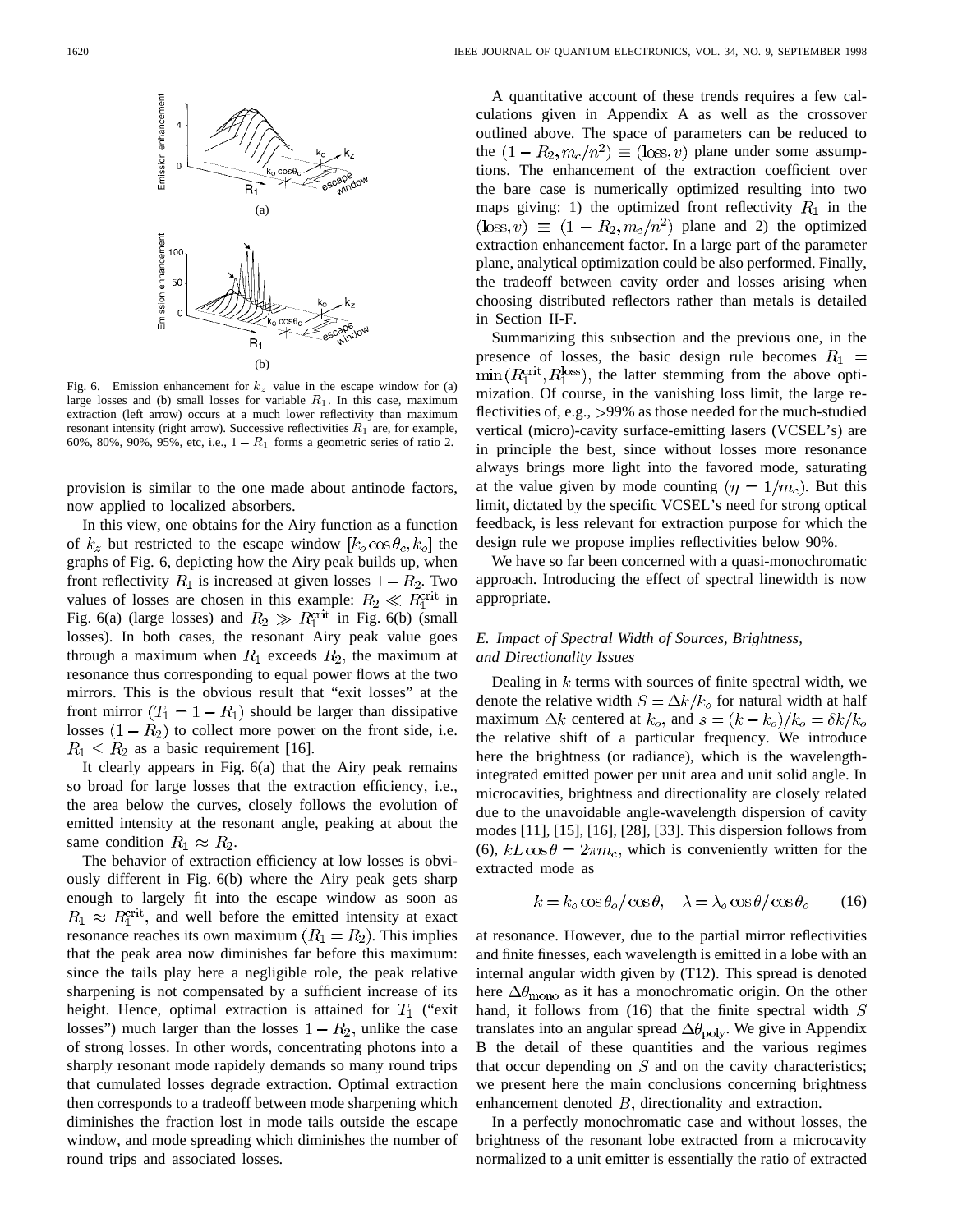Fig. 6. Emission enhancement for $k_z$ value in the escape window for (a) large losses and (b) small losses for variable $R_1$. In this case, maximum extraction (left arrow) occurs at a much lower reflectivity than maximum resonant intensity (right arrow). Successive reflectivities $R_1$ are, for example, 60%, 80%, 90%, 95%, etc, i.e., $1 - R_1$ forms a geometric series of ratio 2.

provision is similar to the one made about antinode factors, now applied to localized absorbers.

In this view, one obtains for the Airy function as a function of $k_z$ but restricted to the escape window $[k_o \cos\theta_c, k_o]$ the graphs of Fig. 6, depicting how the Airy peak builds up, when front reflectivity $R_1$ is increased at given losses $1 - R_2$. Two values of losses are chosen in this example: $R_2 \ll R_1^{\rm crit}$ in Fig. 6(a) (large losses) and $R_2 \gg R_1^{\rm crit}$ in Fig. 6(b) (small losses). In both cases, the resonant Airy peak value goes through a maximum when $R_1$ exceeds $R_2$, the maximum at resonance thus corresponding to equal power flows at the two mirrors. This is the obvious result that "exit losses" at the front mirror $(T_1 = 1 - R_1)$ should be larger than dissipative losses $(1 - R_2)$ to collect more power on the front side, i.e. $R_1 \leq R_2$ as a basic requirement [16].

It clearly appears in Fig. 6(a) that the Airy peak remains so broad for large losses that the extraction efficiency, i.e., the area below the curves, closely follows the evolution of emitted intensity at the resonant angle, peaking at about the same condition $R_1 \approx R_2$.

The behavior of extraction efficiency at low losses is obviously different in Fig. 6(b) where the Airy peak gets sharp enough to largely fit into the escape window as soon as $R_1 \approx R_1^{\rm crit}$, and well before the emitted intensity at exact resonance reaches its own maximum $(R_1 = R_2)$. This implies that the peak area now diminishes far before this maximum: since the tails play here a negligible role, the peak relative sharpening is not compensated by a sufficient increase of its height. Hence, optimal extraction is attained for $T_1$ ("exit losses") much larger than the losses $1 - R_2$, unlike the case of strong losses. In other words, concentrating photons into a sharply resonant mode rapidly demands so many round trips that cumulated losses degrade extraction. Optimal extraction then corresponds to a tradeoff between mode sharpening which diminishes the fraction lost in mode tails outside the escape window, and mode spreading which diminishes the number of round trips and associated losses.

A quantitative account of these trends requires a few calculations given in Appendix A as well as the crossover outlined above. The space of parameters can be reduced to the $(1 - R_2, m_c/n^2) \equiv (\text{loss}, v)$ plane under some assumptions. The enhancement of the extraction coefficient over the bare case is numerically optimized resulting into two maps giving: 1) the optimized front reflectivity $R_1$ in the $(\text{loss}, v) \equiv (1 - R_2, m_c/n^2)$ plane and 2) the optimized extraction enhancement factor. In a large part of the parameter plane, analytical optimization could be also performed. Finally, the tradeoff between cavity order and losses arising when choosing distributed reflectors rather than metals is detailed in Section II-F.

Summarizing this subsection and the previous one, in the presence of losses, the basic design rule becomes $R_1 = \min(R_1^{\rm crit}, R_1^{\rm loss})$, the latter stemming from the above optimization. Of course, in the vanishing loss limit, the large reflectivities of, e.g., >99% as those needed for the much-studied vertical (micro)-cavity surface-emitting lasers (VCSEL's) are in principle the best, since without losses more resonance always brings more light into the favored mode, saturating at the value given by mode counting $(\eta = 1/m_c)$. But this limit, dictated by the specific VCSEL's need for strong optical feedback, is less relevant for extraction purpose for which the design rule we propose implies reflectivities below 90%.

We have so far been concerned with a quasi-monochromatic approach. Introducing the effect of spectral linewidth is now appropriate.

### *E. Impact of Spectral Width of Sources, Brightness, and Directionality Issues*

Dealing in $k$ terms with sources of finite spectral width, we denote the relative width $S = \Delta k / k_o$ for natural width at half maximum $\Delta k$ centered at $k_o$, and $s = (k - k_o)/k_o = \delta k / k_o$ the relative shift of a particular frequency. We introduce here the brightness (or radiance), which is the wavelength-integrated emitted power per unit area and unit solid angle. In microcavities, brightness and directionality are closely related due to the unavoidable angle-wavelength dispersion of cavity modes [11], [15], [16], [28], [33]. This dispersion follows from (6), $kL\cos\theta = 2\pi m_c$, which is conveniently written for the extracted mode as

$$k = k_o \cos\theta_o / \cos\theta, \quad \lambda = \lambda_o \cos\theta / \cos\theta_o \qquad (16)$$

at resonance. However, due to the partial mirror reflectivities and finite finesses, each wavelength is emitted in a lobe with an internal angular width given by (T12). This spread is denoted here $\Delta\theta_{\rm mono}$ as it has a monochromatic origin. On the other hand, it follows from (16) that the finite spectral width $S$ translates into an angular spread $\Delta\theta_{\rm poly}$. We give in Appendix B the detail of these quantities and the various regimes that occur depending on $S$ and on the cavity characteristics; we present here the main conclusions concerning brightness enhancement denoted $B$, directionality and extraction.

In a perfectly monochromatic case and without losses, the brightness of the resonant lobe extracted from a microcavity normalized to a unit emitter is essentially the ratio of extracted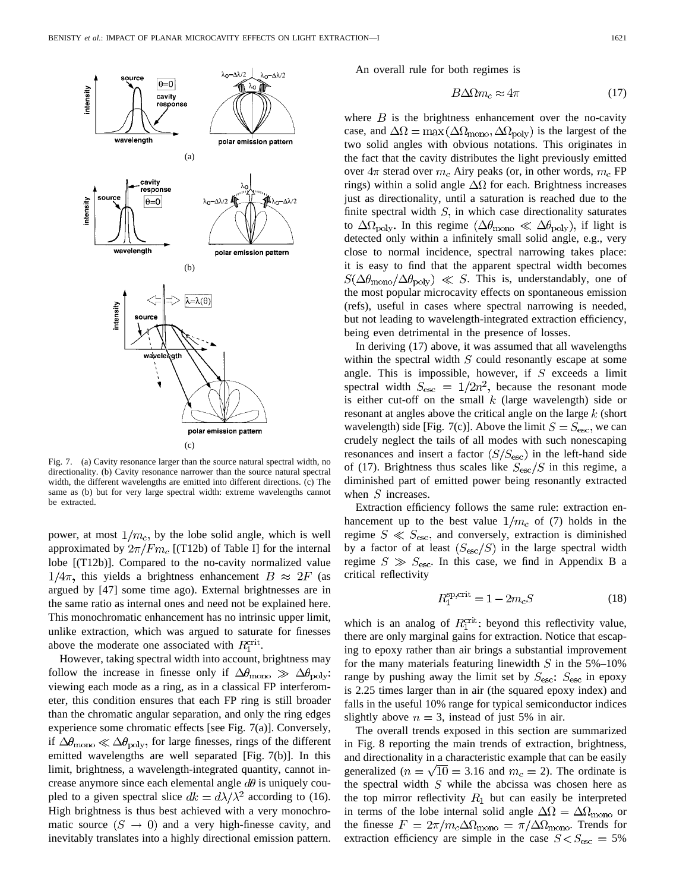Fig. 7. (a) Cavity resonance larger than the source natural spectral width, no directionality. (b) Cavity resonance narrower than the source natural spectral width, the different wavelengths are emitted into different directions. (c) The same as (b) but for very large spectral width: extreme wavelengths cannot be extracted.

power, at most $1/m_c$, by the lobe solid angle, which is well approximated by $2\pi/Fm_c$ [(T12b) of Table I] for the internal lobe [(T12b)]. Compared to the no-cavity normalized value $1/4\pi$, this yields a brightness enhancement $B \approx 2F$ (as argued by [47] some time ago). External brightnesses are in the same ratio as internal ones and need not be explained here. This monochromatic enhancement has no intrinsic upper limit, unlike extraction, which was argued to saturate for finesses above the moderate one associated with $R_1^{\text{crit}}$.

However, taking spectral width into account, brightness may follow the increase in finesse only if $\Delta\theta_{\text{mono}} \gg \Delta\theta_{\text{poly}}$: viewing each mode as a ring, as in a classical FP interferometer, this condition ensures that each FP ring is still broader than the chromatic angular separation, and only the ring edges experience some chromatic effects [see Fig. 7(a)]. Conversely, if $\Delta\theta_{\text{mono}} \ll \Delta\theta_{\text{poly}}$, for large finesses, rings of the different emitted wavelengths are well separated [Fig. 7(b)]. In this limit, brightness, a wavelength-integrated quantity, cannot increase anymore since each elemental angle $d\theta$ is uniquely coupled to a given spectral slice $dk = d\lambda/\lambda^2$ according to (16). High brightness is thus best achieved with a very monochromatic source $(S \to 0)$ and a very high-finesse cavity, and inevitably translates into a highly directional emission pattern.

An overall rule for both regimes is

$$B\Delta\Omega m_c \approx 4\pi \tag{17}$$

where $B$ is the brightness enhancement over the no-cavity case, and $\Delta\Omega = \max(\Delta\Omega_{\text{mono}}, \Delta\Omega_{\text{poly}})$ is the largest of the two solid angles with obvious notations. This originates in the fact that the cavity distributes the light previously emitted over $4\pi$ sterad over $m_c$ Airy peaks (or, in other words, $m_c$ FP rings) within a solid angle $\Delta\Omega$ for each. Brightness increases just as directionality, until a saturation is reached due to the finite spectral width $S$, in which case directionality saturates to $\Delta\Omega_{\text{poly}}$. In this regime $(\Delta\theta_{\text{mono}} \ll \Delta\theta_{\text{poly}})$, if light is detected only within a infinitely small solid angle, e.g., very close to normal incidence, spectral narrowing takes place: it is easy to find that the apparent spectral width becomes $S(\Delta\theta_{\text{mono}}/\Delta\theta_{\text{poly}}) \ll S$. This is, understandably, one of the most popular microcavity effects on spontaneous emission (refs), useful in cases where spectral narrowing is needed, but not leading to wavelength-integrated extraction efficiency, being even detrimental in the presence of losses.

In deriving (17) above, it was assumed that all wavelengths within the spectral width $S$ could resonantly escape at some angle. This is impossible, however, if $S$ exceeds a limit spectral width $S_{\text{esc}} = 1/2n^2$, because the resonant mode is either cut-off on the small $k$ (large wavelength) side or resonant at angles above the critical angle on the large $k$ (short wavelength) side [Fig. 7(c)]. Above the limit $S = S_{\text{esc}}$, we can crudely neglect the tails of all modes with such nonescaping resonances and insert a factor $(S/S_{\text{esc}})$ in the left-hand side of (17). Brightness thus scales like $S_{\text{esc}}/S$ in this regime, a diminished part of emitted power being resonantly extracted when $S$ increases.

Extraction efficiency follows the same rule: extraction enhancement up to the best value $1/m_c$ of (7) holds in the regime $S \ll S_{\text{esc}}$, and conversely, extraction is diminished by a factor of at least $(S_{\text{esc}}/S)$ in the large spectral width regime $S \gg S_{\text{esc}}$. In this case, we find in Appendix B a critical reflectivity

$$R_1^{\text{sp,crit}} = 1 - 2m_c S \tag{18}$$

which is an analog of $R_1^{\text{crit}}$: beyond this reflectivity value, there are only marginal gains for extraction. Notice that escaping to epoxy rather than air brings a substantial improvement for the many materials featuring linewidth $S$ in the 5%–10% range by pushing away the limit set by $S_{\text{esc}}$: $S_{\text{esc}}$ in epoxy is 2.25 times larger than in air (the squared epoxy index) and falls in the useful 10% range for typical semiconductor indices slightly above $n = 3$, instead of just 5% in air.

The overall trends exposed in this section are summarized in Fig. 8 reporting the main trends of extraction, brightness, and directionality in a characteristic example that can be easily generalized ($n = \sqrt{10} = 3.16$ and $m_c = 2$). The ordinate is the spectral width $S$ while the abcissa was chosen here as the top mirror reflectivity $R_1$ but can easily be interpreted in terms of the lobe internal solid angle $\Delta\Omega = \Delta\Omega_{\text{mono}}$ or the finesse $F = 2\pi/m_c\Delta\Omega_{\text{mono}} = \pi/\Delta\Omega_{\text{mono}}$. Trends for extraction efficiency are simple in the case $S < S_{\text{esc}} = 5\%$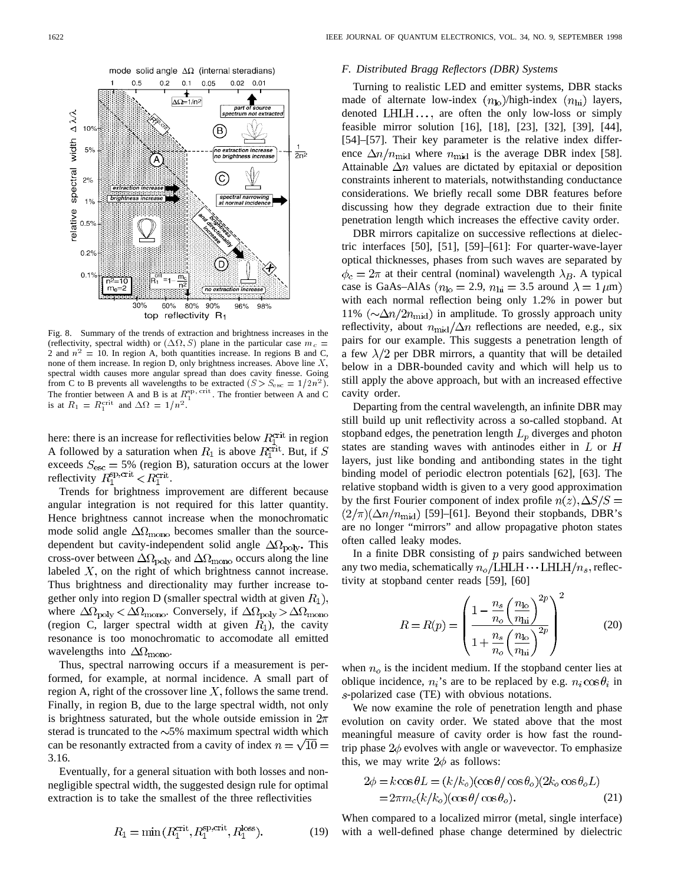Fig. 8. Summary of the trends of extraction and brightness increases in the (reflectivity, spectral width) or $(\Delta\Omega, S)$ plane in the particular case $m_c = 2$ and $n^2 = 10$. In region A, both quantities increase. In regions B and C, none of them increase. In region D, only brightness increases. Above line $X$, spectral width causes more angular spread than does cavity finesse. Going from C to B prevents all wavelengths to be extracted $(S > S_{\rm esc} = 1/2n^2)$. The frontier between A and B is at $R_1^{\rm sp,\,crit}$. The frontier between A and C is at $R_1 = R_1^{\rm crit}$ and $\Delta\Omega = 1/n^2$.

here: there is an increase for reflectivities below $R_1^{\rm crit}$ in region A followed by a saturation when $R_1$ is above $R_1^{\rm crit}$. But, if $S$ exceeds $S_{\rm esc} = 5\%$ (region B), saturation occurs at the lower reflectivity $R_1^{\rm sp,crit} < R_1^{\rm crit}$.

Trends for brightness improvement are different because angular integration is not required for this latter quantity. Hence brightness cannot increase when the monochromatic mode solid angle $\Delta\Omega_{\rm mono}$ becomes smaller than the source-dependent but cavity-independent solid angle $\Delta\Omega_{\rm poly}$. This cross-over between $\Delta\Omega_{\rm poly}$ and $\Delta\Omega_{\rm mono}$ occurs along the line labeled $X$, on the right of which brightness cannot increase. Thus brightness and directionality may further increase together only into region D (smaller spectral width at given $R_1$), where $\Delta\Omega_{\rm poly} < \Delta\Omega_{\rm mono}$. Conversely, if $\Delta\Omega_{\rm poly} > \Delta\Omega_{\rm mono}$ (region C, larger spectral width at given $R_1$), the cavity resonance is too monochromatic to accomodate all emitted wavelengths into $\Delta\Omega_{\rm mono}$.

Thus, spectral narrowing occurs if a measurement is performed, for example, at normal incidence. A small part of region A, right of the crossover line $X$, follows the same trend. Finally, in region B, due to the large spectral width, not only is brightness saturated, but the whole outside emission in $2\pi$ sterad is truncated to the $\sim$5% maximum spectral width which can be resonantly extracted from a cavity of index $n = \sqrt{10} = 3.16$.

Eventually, for a general situation with both losses and non-negligible spectral width, the suggested design rule for optimal extraction is to take the smallest of the three reflectivities

$$R_1 = \min(R_1^{\rm crit}, R_1^{\rm sp,crit}, R_1^{\rm loss}). \tag{19}$$

### F. Distributed Bragg Reflectors (DBR) Systems

Turning to realistic LED and emitter systems, DBR stacks made of alternate low-index $(n_{\rm lo})$/high-index $(n_{\rm hi})$ layers, denoted LHLH..., are often the only low-loss or simply feasible mirror solution [16], [18], [23], [32], [39], [44], [54]–[57]. Their key parameter is the relative index difference $\Delta n/n_{\rm mid}$ where $n_{\rm mid}$ is the average DBR index [58]. Attainable $\Delta n$ values are dictated by epitaxial or deposition constraints inherent to materials, notwithstanding conductance considerations. We briefly recall some DBR features before discussing how they degrade extraction due to their finite penetration length which increases the effective cavity order.

DBR mirrors capitalize on successive reflections at dielectric interfaces [50], [51], [59]–[61]: For quarter-wave-layer optical thicknesses, phases from such waves are separated by $\phi_c = 2\pi$ at their central (nominal) wavelength $\lambda_B$. A typical case is GaAs–AlAs $(n_{\rm lo} = 2.9,\ n_{\rm hi} = 3.5$ around $\lambda = 1\ \mu$m$)$ with each normal reflection being only 1.2% in power but 11% $(\sim\Delta n/2n_{\rm mid})$ in amplitude. To grossly approach unity reflectivity, about $n_{\rm mid}/\Delta n$ reflections are needed, e.g., six pairs for our example. This suggests a penetration length of a few $\lambda/2$ per DBR mirrors, a quantity that will be detailed below in a DBR-bounded cavity and which will help us to still apply the above approach, but with an increased effective cavity order.

Departing from the central wavelength, an infinite DBR may still build up unit reflectivity across a so-called stopband. At stopband edges, the penetration length $L_p$ diverges and photon states are standing waves with antinodes either in $L$ or $H$ layers, just like bonding and antibonding states in the tight binding model of periodic electron potentials [62], [63]. The relative stopband width is given to a very good approximation by the first Fourier component of index profile $n(z), \Delta S/S = (2/\pi)(\Delta n/n_{\rm mid})$ [59]–[61]. Beyond their stopbands, DBR's are no longer "mirrors" and allow propagative photon states often called leaky modes.

In a finite DBR consisting of $p$ pairs sandwiched between any two media, schematically $n_o$/LHLH $\cdots$ LHLH/$n_s$, reflectivity at stopband center reads [59], [60]

$$R = R(p) = \left(\frac{1 - \dfrac{n_s}{n_o}\left(\dfrac{n_{\rm lo}}{n_{\rm hi}}\right)^{2p}}{1 + \dfrac{n_s}{n_o}\left(\dfrac{n_{\rm lo}}{n_{\rm hi}}\right)^{2p}}\right)^2 \tag{20}$$

when $n_o$ is the incident medium. If the stopband center lies at oblique incidence, $n_i$'s are to be replaced by e.g. $n_i\cos\theta_i$ in $s$-polarized case (TE) with obvious notations.

We now examine the role of penetration length and phase evolution on cavity order. We stated above that the most meaningful measure of cavity order is how fast the round-trip phase $2\phi$ evolves with angle or wavevector. To emphasize this, we may write $2\phi$ as follows:

$$\begin{aligned}2\phi &= k\cos\theta L = (k/k_o)(\cos\theta/\cos\theta_o)(2k_o\cos\theta_o L)\\ &= 2\pi m_c(k/k_o)(\cos\theta/\cos\theta_o).\end{aligned} \tag{21}$$

When compared to a localized mirror (metal, single interface) with a well-defined phase change determined by dielectric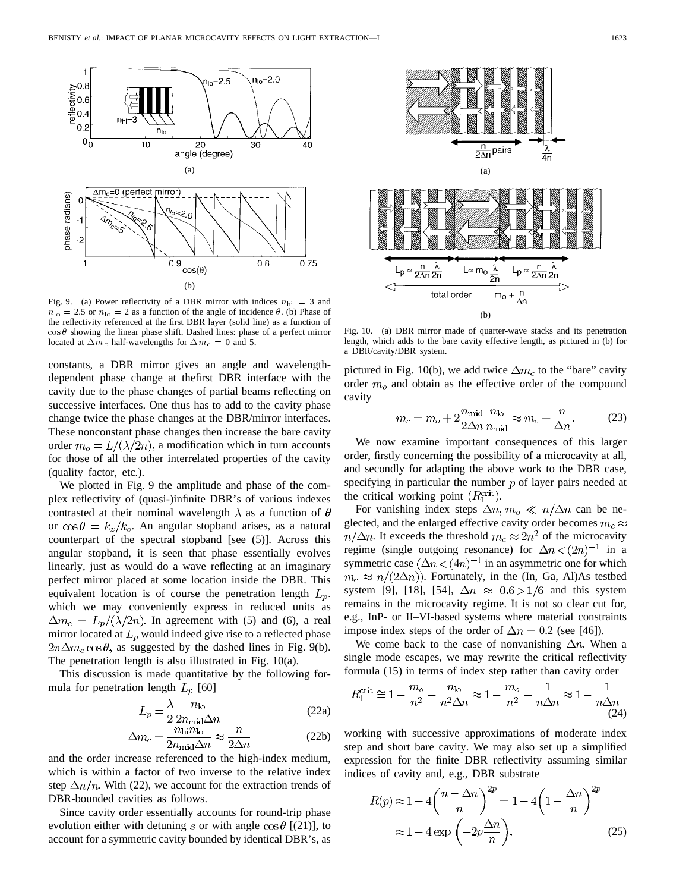Fig. 9. (a) Power reflectivity of a DBR mirror with indices $n_{\rm hi} = 3$ and $n_{\rm lo} = 2.5$ or $n_{\rm lo} = 2$ as a function of the angle of incidence $\theta$. (b) Phase of the reflectivity referenced at the first DBR layer (solid line) as a function of $\cos\theta$ showing the linear phase shift. Dashed lines: phase of a perfect mirror located at $\Delta m_c$ half-wavelengths for $\Delta m_c = 0$ and 5.

Fig. 10. (a) DBR mirror made of quarter-wave stacks and its penetration length, which adds to the bare cavity effective length, as pictured in (b) for a DBR/cavity/DBR system.

constants, a DBR mirror gives an angle and wavelength-dependent phase change at thefirst DBR interface with the cavity due to the phase changes of partial beams reflecting on successive interfaces. One thus has to add to the cavity phase change twice the phase changes at the DBR/mirror interfaces. These nonconstant phase changes then increase the bare cavity order $m_o = L/(\lambda/2n)$, a modification which in turn accounts for those of all the other interrelated properties of the cavity (quality factor, etc.).

We plotted in Fig. 9 the amplitude and phase of the complex reflectivity of (quasi-)infinite DBR's of various indexes contrasted at their nominal wavelength $\lambda$ as a function of $\theta$ or $\cos\theta = k_z/k_o$. An angular stopband arises, as a natural counterpart of the spectral stopband [see (5)]. Across this angular stopband, it is seen that phase essentially evolves linearly, just as would do a wave reflecting at an imaginary perfect mirror placed at some location inside the DBR. This equivalent location is of course the penetration length $L_p$, which we may conveniently express in reduced units as $\Delta m_c = L_p/(\lambda/2n)$. In agreement with (5) and (6), a real mirror located at $L_p$ would indeed give rise to a reflected phase $2\pi\Delta m_c \cos\theta$, as suggested by the dashed lines in Fig. 9(b). The penetration length is also illustrated in Fig. 10(a).

This discussion is made quantitative by the following formula for penetration length $L_p$ [60]

$$L_p = \frac{\lambda}{2}\frac{n_{\rm lo}}{2n_{\rm mid}\Delta n} \tag{22a}$$

$$\Delta m_c = \frac{n_{\rm hi} n_{\rm lo}}{2n_{\rm mid}\Delta n} \approx \frac{n}{2\Delta n} \tag{22b}$$

and the order increase referenced to the high-index medium, which is within a factor of two inverse to the relative index step $\Delta n/n$. With (22), we account for the extraction trends of DBR-bounded cavities as follows.

Since cavity order essentially accounts for round-trip phase evolution either with detuning $s$ or with angle $\cos\theta$ [(21)], to account for a symmetric cavity bounded by identical DBR's, as pictured in Fig. 10(b), we add twice $\Delta m_c$ to the "bare" cavity order $m_o$ and obtain as the effective order of the compound cavity

$$m_c = m_o + 2\frac{n_{\rm mid}}{2\Delta n}\frac{n_{\rm lo}}{n_{\rm mid}} \approx m_o + \frac{n}{\Delta n}. \tag{23}$$

We now examine important consequences of this larger order, firstly concerning the possibility of a microcavity at all, and secondly for adapting the above work to the DBR case, specifying in particular the number $p$ of layer pairs needed at the critical working point ($R_1^{\rm crit}$).

For vanishing index steps $\Delta n$, $m_o \ll n/\Delta n$ can be neglected, and the enlarged effective cavity order becomes $m_c \approx n/\Delta n$. It exceeds the threshold $m_c \approx 2n^2$ of the microcavity regime (single outgoing resonance) for $\Delta n < (2n)^{-1}$ in a symmetric case ($\Delta n < (4n)^{-1}$ in an asymmetric one for which $m_c \approx n/(2\Delta n)$). Fortunately, in the (In, Ga, Al)As testbed system [9], [18], [54], $\Delta n \approx 0.6 > 1/6$ and this system remains in the microcavity regime. It is not so clear cut for, e.g., InP- or II–VI-based systems where material constraints impose index steps of the order of $\Delta n = 0.2$ (see [46]).

We come back to the case of nonvanishing $\Delta n$. When a single mode escapes, we may rewrite the critical reflectivity formula (15) in terms of index step rather than cavity order

$$R_1^{\rm crit} \cong 1 - \frac{m_o}{n^2} - \frac{n_{\rm lo}}{n^2\Delta n} \approx 1 - \frac{m_o}{n^2} - \frac{1}{n\Delta n} \approx 1 - \frac{1}{n\Delta n} \tag{24}$$

working with successive approximations of moderate index step and short bare cavity. We may also set up a simplified expression for the finite DBR reflectivity assuming similar indices of cavity and, e.g., DBR substrate

$$R(p) \approx 1 - 4\left(\frac{n-\Delta n}{n}\right)^{2p} = 1 - 4\left(1 - \frac{\Delta n}{n}\right)^{2p} \approx 1 - 4\exp\left(-2p\frac{\Delta n}{n}\right). \tag{25}$$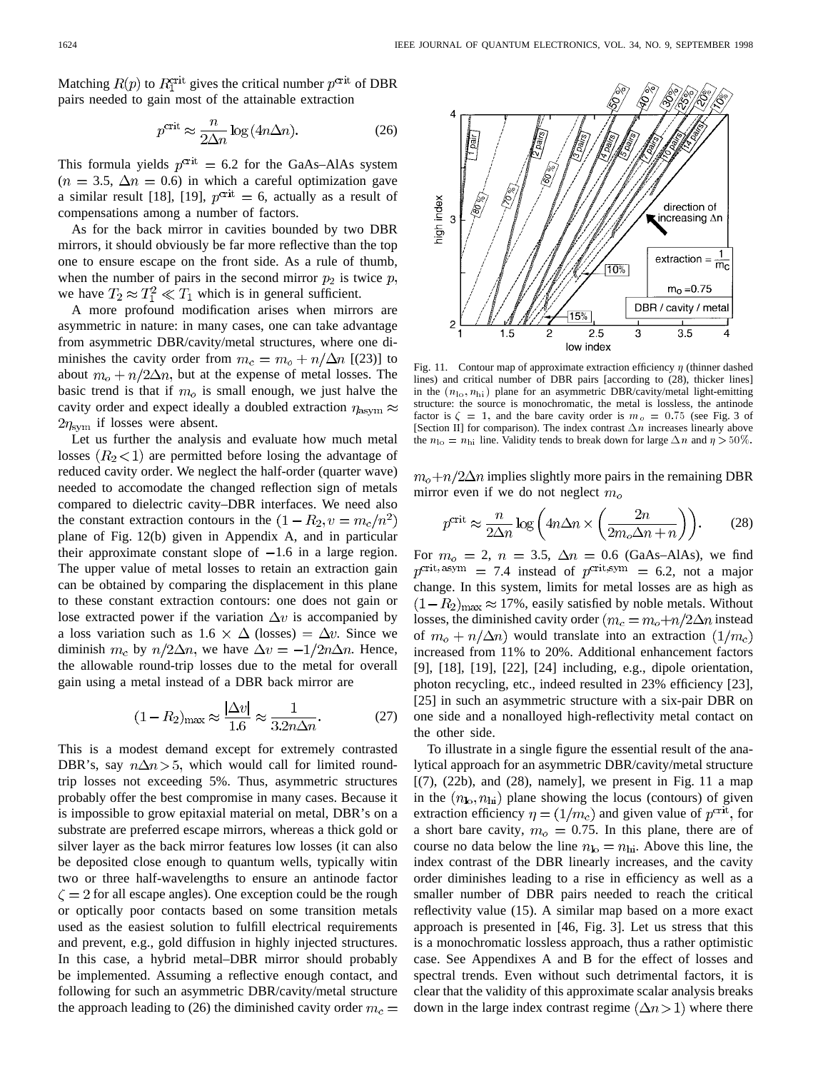Matching $R(p)$ to $R_1^{\text{crit}}$ gives the critical number $p^{\text{crit}}$ of DBR pairs needed to gain most of the attainable extraction

$$p^{\text{crit}} \approx \frac{n}{2\Delta n} \log(4n\Delta n). \qquad (26)$$

This formula yields $p^{\text{crit}} = 6.2$ for the GaAs–AlAs system ($n = 3.5$, $\Delta n = 0.6$) in which a careful optimization gave a similar result [18], [19], $p^{\text{crit}} = 6$, actually as a result of compensations among a number of factors.

As for the back mirror in cavities bounded by two DBR mirrors, it should obviously be far more reflective than the top one to ensure escape on the front side. As a rule of thumb, when the number of pairs in the second mirror $p_2$ is twice $p$, we have $T_2 \approx T_1^2 \ll T_1$ which is in general sufficient.

A more profound modification arises when mirrors are asymmetric in nature: in many cases, one can take advantage from asymmetric DBR/cavity/metal structures, where one diminishes the cavity order from $m_c = m_o + n/\Delta n$ [(23)] to about $m_o + n/2\Delta n$, but at the expense of metal losses. The basic trend is that if $m_o$ is small enough, we just halve the cavity order and expect ideally a doubled extraction $\eta_{\text{asym}} \approx 2\eta_{\text{sym}}$ if losses were absent.

Let us further the analysis and evaluate how much metal losses $(R_2 < 1)$ are permitted before losing the advantage of reduced cavity order. We neglect the half-order (quarter wave) needed to accomodate the changed reflection sign of metals compared to dielectric cavity–DBR interfaces. We need also the constant extraction contours in the $(1 - R_2, v = m_c/n^2)$ plane of Fig. 12(b) given in Appendix A, and in particular their approximate constant slope of $-1.6$ in a large region. The upper value of metal losses to retain an extraction gain can be obtained by comparing the displacement in this plane to these constant extraction contours: one does not gain or lose extracted power if the variation $\Delta v$ is accompanied by a loss variation such as $1.6 \times \Delta$ (losses) $= \Delta v$. Since we diminish $m_c$ by $n/2\Delta n$, we have $\Delta v = -1/2n\Delta n$. Hence, the allowable round-trip losses due to the metal for overall gain using a metal instead of a DBR back mirror are

$$(1 - R_2)_{\max} \approx \frac{|\Delta v|}{1.6} \approx \frac{1}{3.2n\Delta n}. \qquad (27)$$

This is a modest demand except for extremely contrasted DBR's, say $n\Delta n > 5$, which would call for limited round-trip losses not exceeding 5%. Thus, asymmetric structures probably offer the best compromise in many cases. Because it is impossible to grow epitaxial material on metal, DBR's on a substrate are preferred escape mirrors, whereas a thick gold or silver layer as the back mirror features low losses (it can also be deposited close enough to quantum wells, typically witin two or three half-wavelengths to ensure an antinode factor $\zeta = 2$ for all escape angles). One exception could be the rough or optically poor contacts based on some transition metals used as the easiest solution to fulfill electrical requirements and prevent, e.g., gold diffusion in highly injected structures. In this case, a hybrid metal–DBR mirror should probably be implemented. Assuming a reflective enough contact, and following for such an asymmetric DBR/cavity/metal structure the approach leading to (26) the diminished cavity order $m_c = m_o + n/2\Delta n$ implies slightly more pairs in the remaining DBR mirror even if we do not neglect $m_o$

$$p^{\text{crit}} \approx \frac{n}{2\Delta n} \log\left(4n\Delta n \times \left(\frac{2n}{2m_o\Delta n + n}\right)\right). \qquad (28)$$

For $m_o = 2$, $n = 3.5$, $\Delta n = 0.6$ (GaAs–AlAs), we find $p^{\text{crit, asym}} = 7.4$ instead of $p^{\text{crit,sym}} = 6.2$, not a major change. In this system, limits for metal losses are as high as $(1 - R_2)_{\max} \approx 17\%$, easily satisfied by noble metals. Without losses, the diminished cavity order $(m_c = m_o + n/2\Delta n$ instead of $m_o + n/\Delta n)$ would translate into an extraction $(1/m_c)$ increased from 11% to 20%. Additional enhancement factors [9], [18], [19], [22], [24] including, e.g., dipole orientation, photon recycling, etc., indeed resulted in 23% efficiency [23], [25] in such an asymmetric structure with a six-pair DBR on one side and a nonalloyed high-reflectivity metal contact on the other side.

To illustrate in a single figure the essential result of the analytical approach for an asymmetric DBR/cavity/metal structure [(7), (22b), and (28), namely], we present in Fig. 11 a map in the $(n_{\text{lo}}, n_{\text{hi}})$ plane showing the locus (contours) of given extraction efficiency $\eta = (1/m_c)$ and given value of $p^{\text{crit}}$, for a short bare cavity, $m_o = 0.75$. In this plane, there are of course no data below the line $n_{\text{lo}} = n_{\text{hi}}$. Above this line, the index contrast of the DBR linearly increases, and the cavity order diminishes leading to a rise in efficiency as well as a smaller number of DBR pairs needed to reach the critical reflectivity value (15). A similar map based on a more exact approach is presented in [46, Fig. 3]. Let us stress that this is a monochromatic lossless approach, thus a rather optimistic case. See Appendixes A and B for the effect of losses and spectral trends. Even without such detrimental factors, it is clear that the validity of this approximate scalar analysis breaks down in the large index contrast regime $(\Delta n > 1)$ where there

Fig. 11. Contour map of approximate extraction efficiency $\eta$ (thinner dashed lines) and critical number of DBR pairs [according to (28), thicker lines] in the $(n_{\text{lo}}, n_{\text{hi}})$ plane for an asymmetric DBR/cavity/metal light-emitting structure: the source is monochromatic, the metal is lossless, the antinode factor is $\zeta = 1$, and the bare cavity order is $m_o = 0.75$ (see Fig. 3 of [Section II] for comparison). The index contrast $\Delta n$ increases linearly above the $n_{\text{lo}} = n_{\text{hi}}$ line. Validity tends to break down for large $\Delta n$ and $\eta > 50\%$.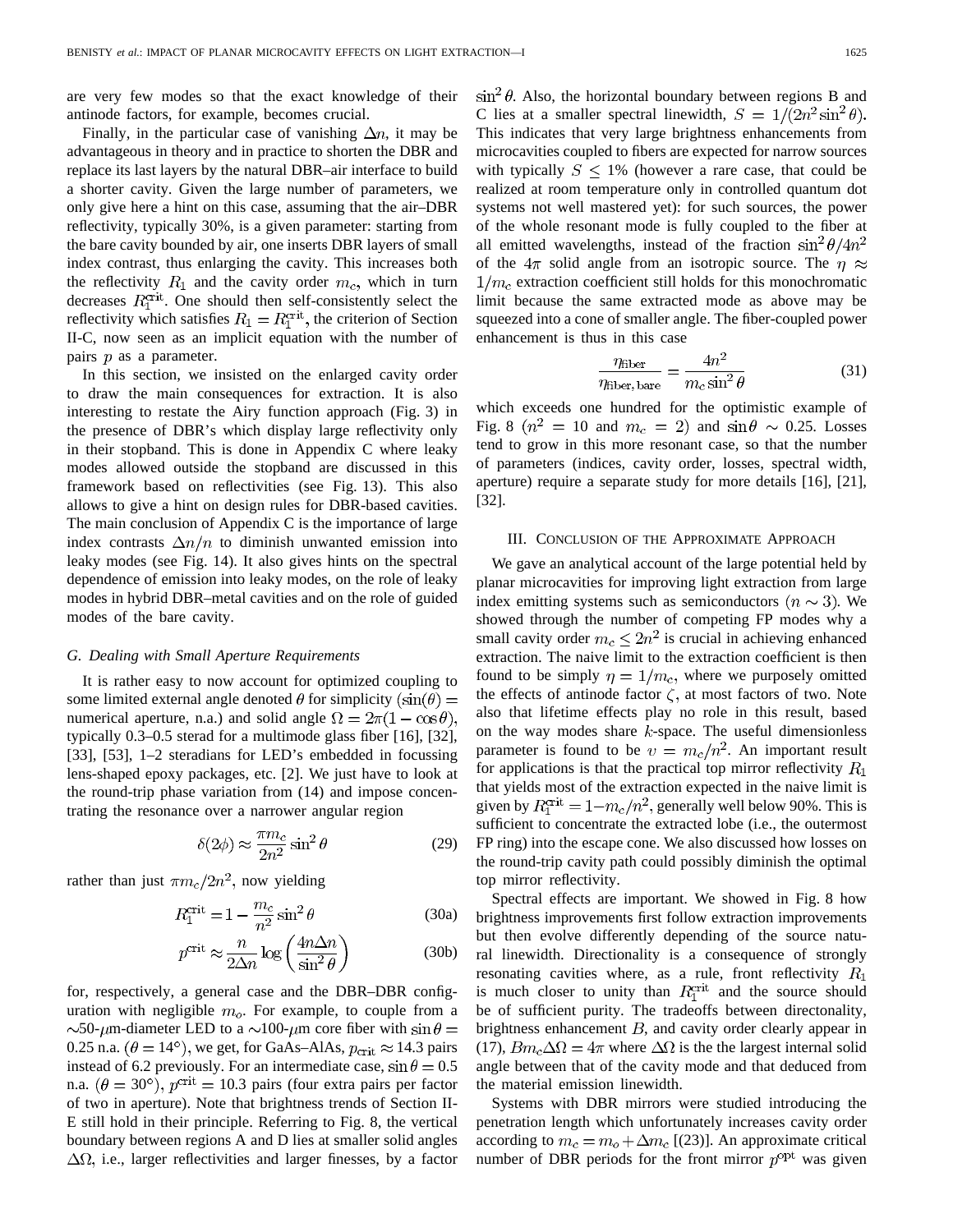are very few modes so that the exact knowledge of their antinode factors, for example, becomes crucial.

Finally, in the particular case of vanishing $\Delta n$, it may be advantageous in theory and in practice to shorten the DBR and replace its last layers by the natural DBR–air interface to build a shorter cavity. Given the large number of parameters, we only give here a hint on this case, assuming that the air–DBR reflectivity, typically 30%, is a given parameter: starting from the bare cavity bounded by air, one inserts DBR layers of small index contrast, thus enlarging the cavity. This increases both the reflectivity $R_1$ and the cavity order $m_c$, which in turn decreases $R_1^{\rm crit}$. One should then self-consistently select the reflectivity which satisfies $R_1 = R_1^{\rm crit}$, the criterion of Section II-C, now seen as an implicit equation with the number of pairs $p$ as a parameter.

In this section, we insisted on the enlarged cavity order to draw the main consequences for extraction. It is also interesting to restate the Airy function approach (Fig. 3) in the presence of DBR's which display large reflectivity only in their stopband. This is done in Appendix C where leaky modes allowed outside the stopband are discussed in this framework based on reflectivities (see Fig. 13). This also allows to give a hint on design rules for DBR-based cavities. The main conclusion of Appendix C is the importance of large index contrasts $\Delta n/n$ to diminish unwanted emission into leaky modes (see Fig. 14). It also gives hints on the spectral dependence of emission into leaky modes, on the role of leaky modes in hybrid DBR–metal cavities and on the role of guided modes of the bare cavity.

### G. Dealing with Small Aperture Requirements

It is rather easy to now account for optimized coupling to some limited external angle denoted $\theta$ for simplicity ($\sin(\theta) =$ numerical aperture, n.a.) and solid angle $\Omega = 2\pi(1-\cos\theta)$, typically 0.3–0.5 sterad for a multimode glass fiber [16], [32], [33], [53], 1–2 steradians for LED's embedded in focussing lens-shaped epoxy packages, etc. [2]. We just have to look at the round-trip phase variation from (14) and impose concentrating the resonance over a narrower angular region

$$\delta(2\phi) \approx \frac{\pi m_c}{2n^2}\sin^2\theta \tag{29}$$

rather than just $\pi m_c/2n^2$, now yielding

$$R_1^{\rm crit} = 1 - \frac{m_c}{n^2}\sin^2\theta \tag{30a}$$

$$p^{\rm crit} \approx \frac{n}{2\Delta n}\log\left(\frac{4n\Delta n}{\sin^2\theta}\right) \tag{30b}$$

for, respectively, a general case and the DBR–DBR configuration with negligible $m_o$. For example, to couple from a ~50-$\mu$m-diameter LED to a ~100-$\mu$m core fiber with $\sin\theta =$ 0.25 n.a. ($\theta = 14°$), we get, for GaAs–AlAs, $p_{\rm crit} \approx 14.3$ pairs instead of 6.2 previously. For an intermediate case, $\sin\theta = 0.5$ n.a. ($\theta = 30°$), $p^{\rm crit} = 10.3$ pairs (four extra pairs per factor of two in aperture). Note that brightness trends of Section II-E still hold in their principle. Referring to Fig. 8, the vertical boundary between regions A and D lies at smaller solid angles $\Delta\Omega$, i.e., larger reflectivities and larger finesses, by a factor $\sin^2\theta$. Also, the horizontal boundary between regions B and C lies at a smaller spectral linewidth, $S = 1/(2n^2\sin^2\theta)$. This indicates that very large brightness enhancements from microcavities coupled to fibers are expected for narrow sources with typically $S \leq 1\%$ (however a rare case, that could be realized at room temperature only in controlled quantum dot systems not well mastered yet): for such sources, the power of the whole resonant mode is fully coupled to the fiber at all emitted wavelengths, instead of the fraction $\sin^2\theta/4n^2$ of the $4\pi$ solid angle from an isotropic source. The $\eta \approx 1/m_c$ extraction coefficient still holds for this monochromatic limit because the same extracted mode as above may be squeezed into a cone of smaller angle. The fiber-coupled power enhancement is thus in this case

$$\frac{\eta_{\rm fiber}}{\eta_{\rm fiber,\,bare}} = \frac{4n^2}{m_c\sin^2\theta} \tag{31}$$

which exceeds one hundred for the optimistic example of Fig. 8 ($n^2 = 10$ and $m_c = 2$) and $\sin\theta \sim 0.25$. Losses tend to grow in this more resonant case, so that the number of parameters (indices, cavity order, losses, spectral width, aperture) require a separate study for more details [16], [21], [32].

## III. Conclusion of the Approximate Approach

We gave an analytical account of the large potential held by planar microcavities for improving light extraction from large index emitting systems such as semiconductors ($n \sim 3$). We showed through the number of competing FP modes why a small cavity order $m_c \leq 2n^2$ is crucial in achieving enhanced extraction. The naive limit to the extraction coefficient is then found to be simply $\eta = 1/m_c$, where we purposely omitted the effects of antinode factor $\zeta$, at most factors of two. Note also that lifetime effects play no role in this result, based on the way modes share $k$-space. The useful dimensionless parameter is found to be $v = m_c/n^2$. An important result for applications is that the practical top mirror reflectivity $R_1$ that yields most of the extraction expected in the naive limit is given by $R_1^{\rm crit} = 1 - m_c/n^2$, generally well below 90%. This is sufficient to concentrate the extracted lobe (i.e., the outermost FP ring) into the escape cone. We also discussed how losses on the round-trip cavity path could possibly diminish the optimal top mirror reflectivity.

Spectral effects are important. We showed in Fig. 8 how brightness improvements first follow extraction improvements but then evolve differently depending of the source natural linewidth. Directionality is a consequence of strongly resonating cavities where, as a rule, front reflectivity $R_1$ is much closer to unity than $R_1^{\rm crit}$ and the source should be of sufficient purity. The tradeoffs between directonality, brightness enhancement $B$, and cavity order clearly appear in (17), $Bm_c\Delta\Omega = 4\pi$ where $\Delta\Omega$ is the the largest internal solid angle between that of the cavity mode and that deduced from the material emission linewidth.

Systems with DBR mirrors were studied introducing the penetration length which unfortunately increases cavity order according to $m_c = m_o + \Delta m_c$ [(23)]. An approximate critical number of DBR periods for the front mirror $p^{\rm opt}$ was given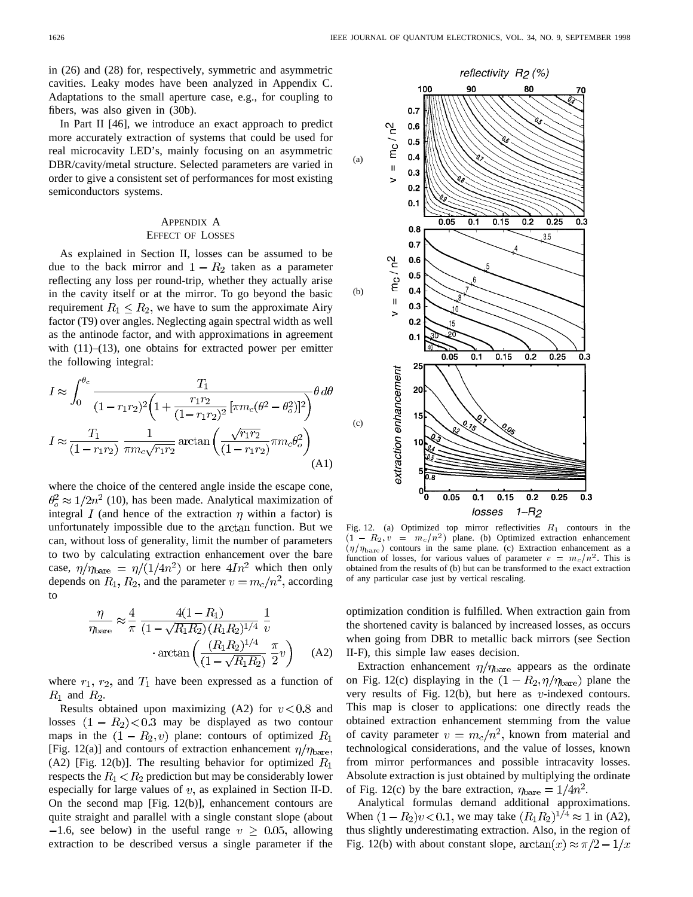in (26) and (28) for, respectively, symmetric and asymmetric cavities. Leaky modes have been analyzed in Appendix C. Adaptations to the small aperture case, e.g., for coupling to fibers, was also given in (30b).

In Part II [46], we introduce an exact approach to predict more accurately extraction of systems that could be used for real microcavity LED's, mainly focusing on an asymmetric DBR/cavity/metal structure. Selected parameters are varied in order to give a consistent set of performances for most existing semiconductors systems.

## Appendix A
## Effect of Losses

As explained in Section II, losses can be assumed to be due to the back mirror and $1 - R_2$ taken as a parameter reflecting any loss per round-trip, whether they actually arise in the cavity itself or at the mirror. To go beyond the basic requirement $R_1 \leq R_2$, we have to sum the approximate Airy factor (T9) over angles. Neglecting again spectral width as well as the antinode factor, and with approximations in agreement with (11)–(13), one obtains for extracted power per emitter the following integral:

$$I \approx \int_0^{\theta_c} \frac{T_1}{(1-r_1r_2)^2\left(1+\frac{r_1r_2}{(1-r_1r_2)^2}\left[\pi m_c(\theta^2-\theta_o^2)\right]^2\right)}\theta\, d\theta$$

$$I \approx \frac{T_1}{(1-r_1r_2)}\,\frac{1}{\pi m_c\sqrt{r_1r_2}}\arctan\left(\frac{\sqrt{r_1r_2}}{(1-r_1r_2)}\pi m_c\theta_o^2\right) \quad \text{(A1)}$$

where the choice of the centered angle inside the escape cone, $\theta_o^2 \approx 1/2n^2$ (10), has been made. Analytical maximization of integral $I$ (and hence of the extraction $\eta$ within a factor) is unfortunately impossible due to the arctan function. But we can, without loss of generality, limit the number of parameters to two by calculating extraction enhancement over the bare case, $\eta/\eta_{\text{bare}} = \eta/(1/4n^2)$ or here $4In^2$ which then only depends on $R_1$, $R_2$, and the parameter $v = m_c/n^2$, according to

$$\frac{\eta}{\eta_{\text{bare}}} \approx \frac{4}{\pi}\,\frac{4(1-R_1)}{(1-\sqrt{R_1R_2})(R_1R_2)^{1/4}}\,\frac{1}{v} \cdot \arctan\left(\frac{(R_1R_2)^{1/4}}{(1-\sqrt{R_1R_2})}\,\frac{\pi}{2}v\right) \quad \text{(A2)}$$

where $r_1$, $r_2$, and $T_1$ have been expressed as a function of $R_1$ and $R_2$.

Results obtained upon maximizing (A2) for $v < 0.8$ and losses $(1 - R_2) < 0.3$ may be displayed as two contour maps in the $(1 - R_2, v)$ plane: contours of optimized $R_1$ [Fig. 12(a)] and contours of extraction enhancement $\eta/\eta_{\text{bare}}$, (A2) [Fig. 12(b)]. The resulting behavior for optimized $R_1$ respects the $R_1 < R_2$ prediction but may be considerably lower especially for large values of $v$, as explained in Section II-D. On the second map [Fig. 12(b)], enhancement contours are quite straight and parallel with a single constant slope (about $-1.6$, see below) in the useful range $v \geq 0.05$, allowing extraction to be described versus a single parameter if the optimization condition is fulfilled. When extraction gain from the shortened cavity is balanced by increased losses, as occurs when going from DBR to metallic back mirrors (see Section II-F), this simple law eases decision.

Extraction enhancement $\eta/\eta_{\text{bare}}$ appears as the ordinate on Fig. 12(c) displaying in the $(1 - R_2, \eta/\eta_{\text{bare}})$ plane the very results of Fig. 12(b), but here as $v$-indexed contours. This map is closer to applications: one directly reads the obtained extraction enhancement stemming from the value of cavity parameter $v = m_c/n^2$, known from material and technological considerations, and the value of losses, known from mirror performances and possible intracavity losses. Absolute extraction is just obtained by multiplying the ordinate of Fig. 12(c) by the bare extraction, $\eta_{\text{bare}} = 1/4n^2$.

Analytical formulas demand additional approximations. When $(1 - R_2)v < 0.1$, we may take $(R_1R_2)^{1/4} \approx 1$ in (A2), thus slightly underestimating extraction. Also, in the region of Fig. 12(b) with about constant slope, $\arctan(x) \approx \pi/2 - 1/x$

Fig. 12. (a) Optimized top mirror reflectivities $R_1$ contours in the $(1 - R_2, v = m_c/n^2)$ plane. (b) Optimized extraction enhancement $(\eta/\eta_{\text{bare}})$ contours in the same plane. (c) Extraction enhancement as a function of losses, for various values of parameter $v = m_c/n^2$. This is obtained from the results of (b) but can be transformed to the exact extraction of any particular case just by vertical rescaling.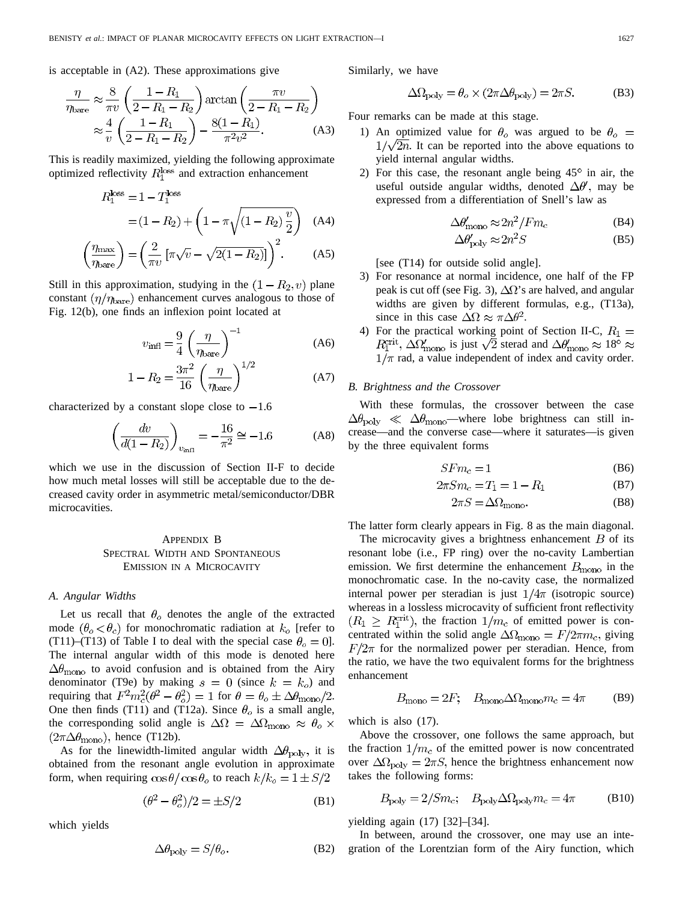is acceptable in (A2). These approximations give

$$\frac{\eta}{\eta_{\rm bare}} \approx \frac{8}{\pi v}\left(\frac{1-R_1}{2-R_1-R_2}\right)\arctan\left(\frac{\pi v}{2-R_1-R_2}\right) \approx \frac{4}{v}\left(\frac{1-R_1}{2-R_1-R_2}\right) - \frac{8(1-R_1)}{\pi^2 v^2}. \quad \text{(A3)}$$

This is readily maximized, yielding the following approximate optimized reflectivity $R_1^{\rm loss}$ and extraction enhancement

$$R_1^{\rm loss} = 1 - T_1^{\rm loss} = (1-R_2) + \left(1 - \pi\sqrt{(1-R_2)\,\frac{v}{2}}\right) \quad \text{(A4)}$$

$$\left(\frac{\eta_{\rm max}}{\eta_{\rm bare}}\right) = \left(\frac{2}{\pi v}\left[\pi\sqrt{v} - \sqrt{2(1-R_2)}\right]\right)^2. \quad \text{(A5)}$$

Still in this approximation, studying in the $(1-R_2, v)$ plane constant $(\eta/\eta_{\rm bare})$ enhancement curves analogous to those of Fig. 12(b), one finds an inflexion point located at

$$v_{\rm infl} = \frac{9}{4}\left(\frac{\eta}{\eta_{\rm bare}}\right)^{-1} \quad \text{(A6)}$$

$$1 - R_2 = \frac{3\pi^2}{16}\left(\frac{\eta}{\eta_{\rm bare}}\right)^{1/2} \quad \text{(A7)}$$

characterized by a constant slope close to $-1.6$

$$\left(\frac{dv}{d(1-R_2)}\right)_{v_{\rm infl}} = -\frac{16}{\pi^2} \cong -1.6 \quad \text{(A8)}$$

which we use in the discussion of Section II-F to decide how much metal losses will still be acceptable due to the decreased cavity order in asymmetric metal/semiconductor/DBR microcavities.

## Appendix B
## Spectral Width and Spontaneous Emission in a Microcavity

### A. Angular Widths

Let us recall that $\theta_o$ denotes the angle of the extracted mode $(\theta_o < \theta_c)$ for monochromatic radiation at $k_o$ [refer to (T11)–(T13) of Table I to deal with the special case $\theta_o = 0$]. The internal angular width of this mode is denoted here $\Delta\theta_{\rm mono}$ to avoid confusion and is obtained from the Airy denominator (T9e) by making $s = 0$ (since $k = k_o$) and requiring that $F^2 m_c^2(\theta^2 - \theta_o^2) = 1$ for $\theta = \theta_o \pm \Delta\theta_{\rm mono}/2$. One then finds (T11) and (T12a). Since $\theta_o$ is a small angle, the corresponding solid angle is $\Delta\Omega = \Delta\Omega_{\rm mono} \approx \theta_o \times (2\pi\Delta\theta_{\rm mono})$, hence (T12b).

As for the linewidth-limited angular width $\Delta\theta_{\rm poly}$, it is obtained from the resonant angle evolution in approximate form, when requiring $\cos\theta/\cos\theta_o$ to reach $k/k_o = 1 \pm S/2$

$$(\theta^2 - \theta_o^2)/2 = \pm S/2 \quad \text{(B1)}$$

which yields

$$\Delta\theta_{\rm poly} = S/\theta_o. \quad \text{(B2)}$$

Similarly, we have

$$\Delta\Omega_{\rm poly} = \theta_o \times (2\pi\Delta\theta_{\rm poly}) = 2\pi S. \quad \text{(B3)}$$

Four remarks can be made at this stage.

1) An optimized value for $\theta_o$ was argued to be $\theta_o = 1/\sqrt{2n}$. It can be reported into the above equations to yield internal angular widths.
2) For this case, the resonant angle being 45° in air, the useful outside angular widths, denoted $\Delta\theta'$, may be expressed from a differentiation of Snell's law as

$$\Delta\theta'_{\rm mono} \approx 2n^2/F m_c \quad \text{(B4)}$$

$$\Delta\theta'_{\rm poly} \approx 2n^2 S \quad \text{(B5)}$$

[see (T14) for outside solid angle].
3) For resonance at normal incidence, one half of the FP peak is cut off (see Fig. 3), $\Delta\Omega$'s are halved, and angular widths are given by different formulas, e.g., (T13a), since in this case $\Delta\Omega \approx \pi\Delta\theta^2$.
4) For the practical working point of Section II-C, $R_1 = R_1^{\rm crit}$, $\Delta\Omega'_{\rm mono}$ is just $\sqrt{2}$ sterad and $\Delta\theta'_{\rm mono} \approx 18° \approx 1/\pi$ rad, a value independent of index and cavity order.

### B. Brightness and the Crossover

With these formulas, the crossover between the case $\Delta\theta_{\rm poly} \ll \Delta\theta_{\rm mono}$—where lobe brightness can still increase—and the converse case—where it saturates—is given by the three equivalent forms

$$SFm_c = 1 \quad \text{(B6)}$$

$$2\pi S m_c = T_1 = 1 - R_1 \quad \text{(B7)}$$

$$2\pi S = \Delta\Omega_{\rm mono}. \quad \text{(B8)}$$

The latter form clearly appears in Fig. 8 as the main diagonal.

The microcavity gives a brightness enhancement $B$ of its resonant lobe (i.e., FP ring) over the no-cavity Lambertian emission. We first determine the enhancement $B_{\rm mono}$ in the monochromatic case. In the no-cavity case, the normalized internal power per steradian is just $1/4\pi$ (isotropic source) whereas in a lossless microcavity of sufficient front reflectivity $(R_1 \geq R_1^{\rm crit})$, the fraction $1/m_c$ of emitted power is concentrated within the solid angle $\Delta\Omega_{\rm mono} = F/2\pi m_c$, giving $F/2\pi$ for the normalized power per steradian. Hence, from the ratio, we have the two equivalent forms for the brightness enhancement

$$B_{\rm mono} = 2F; \quad B_{\rm mono}\Delta\Omega_{\rm mono} m_c = 4\pi \quad \text{(B9)}$$

which is also (17).

Above the crossover, one follows the same approach, but the fraction $1/m_c$ of the emitted power is now concentrated over $\Delta\Omega_{\rm poly} = 2\pi S$, hence the brightness enhancement now takes the following forms:

$$B_{\rm poly} = 2/S m_c; \quad B_{\rm poly}\Delta\Omega_{\rm poly} m_c = 4\pi \quad \text{(B10)}$$

yielding again (17) [32]–[34].

In between, around the crossover, one may use an integration of the Lorentzian form of the Airy function, which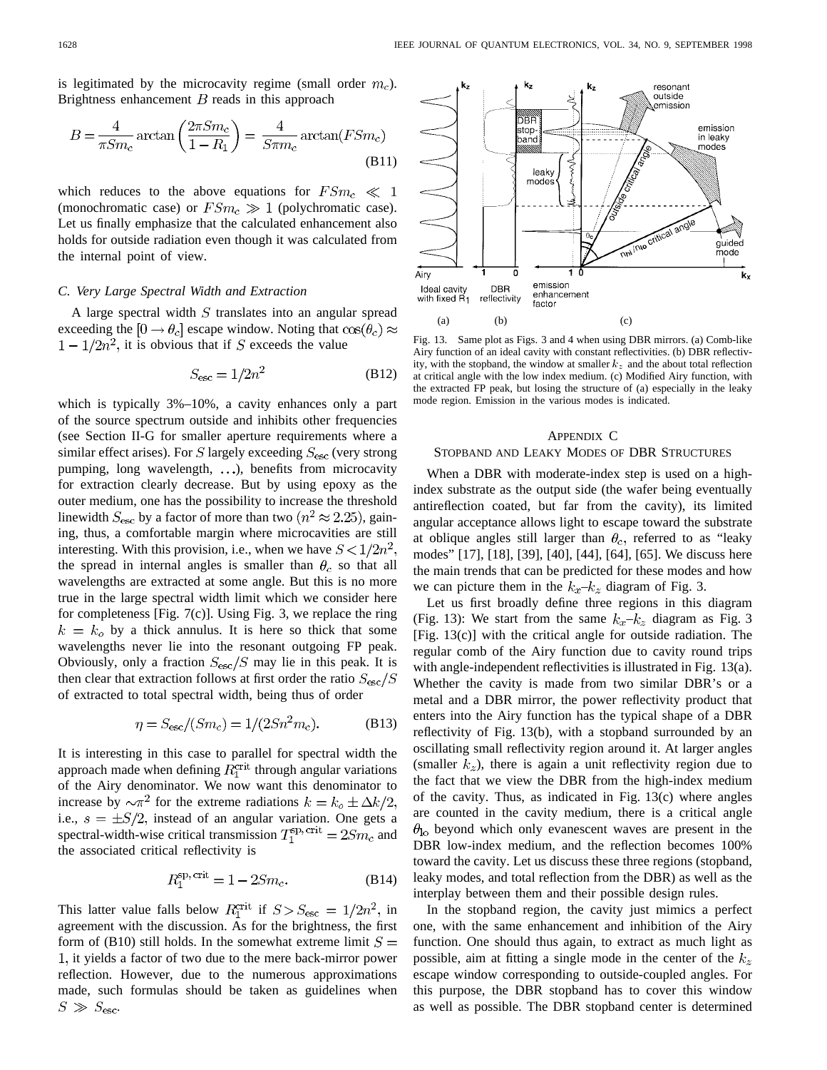is legitimated by the microcavity regime (small order $m_c$). Brightness enhancement $B$ reads in this approach

$$B = \frac{4}{\pi S m_c} \arctan\left(\frac{2\pi S m_c}{1-R_1}\right) = \frac{4}{S\pi m_c} \arctan(F S m_c) \tag{B11}$$

which reduces to the above equations for $FSm_c \ll 1$ (monochromatic case) or $FSm_c \gg 1$ (polychromatic case). Let us finally emphasize that the calculated enhancement also holds for outside radiation even though it was calculated from the internal point of view.

### C. Very Large Spectral Width and Extraction

A large spectral width $S$ translates into an angular spread exceeding the $[0 \to \theta_c]$ escape window. Noting that $\cos(\theta_c) \approx 1 - 1/2n^2$, it is obvious that if $S$ exceeds the value

$$S_{\rm esc} = 1/2n^2 \tag{B12}$$

which is typically 3%–10%, a cavity enhances only a part of the source spectrum outside and inhibits other frequencies (see Section II-G for smaller aperture requirements where a similar effect arises). For $S$ largely exceeding $S_{\rm esc}$ (very strong pumping, long wavelength, $\ldots$), benefits from microcavity for extraction clearly decrease. But by using epoxy as the outer medium, one has the possibility to increase the threshold linewidth $S_{\rm esc}$ by a factor of more than two ($n^2 \approx 2.25$), gaining, thus, a comfortable margin where microcavities are still interesting. With this provision, i.e., when we have $S < 1/2n^2$, the spread in internal angles is smaller than $\theta_c$ so that all wavelengths are extracted at some angle. But this is no more true in the large spectral width limit which we consider here for completeness [Fig. 7(c)]. Using Fig. 3, we replace the ring $k = k_o$ by a thick annulus. It is here so thick that some wavelengths never lie into the resonant outgoing FP peak. Obviously, only a fraction $S_{\rm esc}/S$ may lie in this peak. It is then clear that extraction follows at first order the ratio $S_{\rm esc}/S$ of extracted to total spectral width, being thus of order

$$\eta = S_{\rm esc}/(S m_c) = 1/(2Sn^2 m_c). \tag{B13}$$

It is interesting in this case to parallel for spectral width the approach made when defining $R_1^{\rm crit}$ through angular variations of the Airy denominator. We now want this denominator to increase by $\sim\pi^2$ for the extreme radiations $k = k_o \pm \Delta k/2$, i.e., $s = \pm S/2$, instead of an angular variation. One gets a spectral-width-wise critical transmission $T_1^{\rm sp, crit} = 2Sm_c$ and the associated critical reflectivity is

$$R_1^{\rm sp, crit} = 1 - 2Sm_c. \tag{B14}$$

This latter value falls below $R_1^{\rm crit}$ if $S > S_{\rm esc} = 1/2n^2$, in agreement with the discussion. As for the brightness, the first form of (B10) still holds. In the somewhat extreme limit $S = 1$, it yields a factor of two due to the mere back-mirror power reflection. However, due to the numerous approximations made, such formulas should be taken as guidelines when $S \gg S_{\rm esc}$.

Fig. 13. Same plot as Figs. 3 and 4 when using DBR mirrors. (a) Comb-like Airy function of an ideal cavity with constant reflectivities. (b) DBR reflectivity, with the stopband, the window at smaller $k_z$ and the about total reflection at critical angle with the low index medium. (c) Modified Airy function, with the extracted FP peak, but losing the structure of (a) especially in the leaky mode region. Emission in the various modes is indicated.

## Appendix C
## Stopband and Leaky Modes of DBR Structures

When a DBR with moderate-index step is used on a high-index substrate as the output side (the wafer being eventually antireflection coated, but far from the cavity), its limited angular acceptance allows light to escape toward the substrate at oblique angles still larger than $\theta_c$, referred to as "leaky modes" [17], [18], [39], [40], [44], [64], [65]. We discuss here the main trends that can be predicted for these modes and how we can picture them in the $k_x$–$k_z$ diagram of Fig. 3.

Let us first broadly define three regions in this diagram (Fig. 13): We start from the same $k_x$–$k_z$ diagram as Fig. 3 [Fig. 13(c)] with the critical angle for outside radiation. The regular comb of the Airy function due to cavity round trips with angle-independent reflectivities is illustrated in Fig. 13(a). Whether the cavity is made from two similar DBR's or a metal and a DBR mirror, the power reflectivity product that enters into the Airy function has the typical shape of a DBR reflectivity of Fig. 13(b), with a stopband surrounded by an oscillating small reflectivity region around it. At larger angles (smaller $k_z$), there is again a unit reflectivity region due to the fact that we view the DBR from the high-index medium of the cavity. Thus, as indicated in Fig. 13(c) where angles are counted in the cavity medium, there is a critical angle $\theta_{\rm lo}$ beyond which only evanescent waves are present in the DBR low-index medium, and the reflection becomes 100% toward the cavity. Let us discuss these three regions (stopband, leaky modes, and total reflection from the DBR) as well as the interplay between them and their possible design rules.

In the stopband region, the cavity just mimics a perfect one, with the same enhancement and inhibition of the Airy function. One should thus again, to extract as much light as possible, aim at fitting a single mode in the center of the $k_z$ escape window corresponding to outside-coupled angles. For this purpose, the DBR stopband has to cover this window as well as possible. The DBR stopband center is determined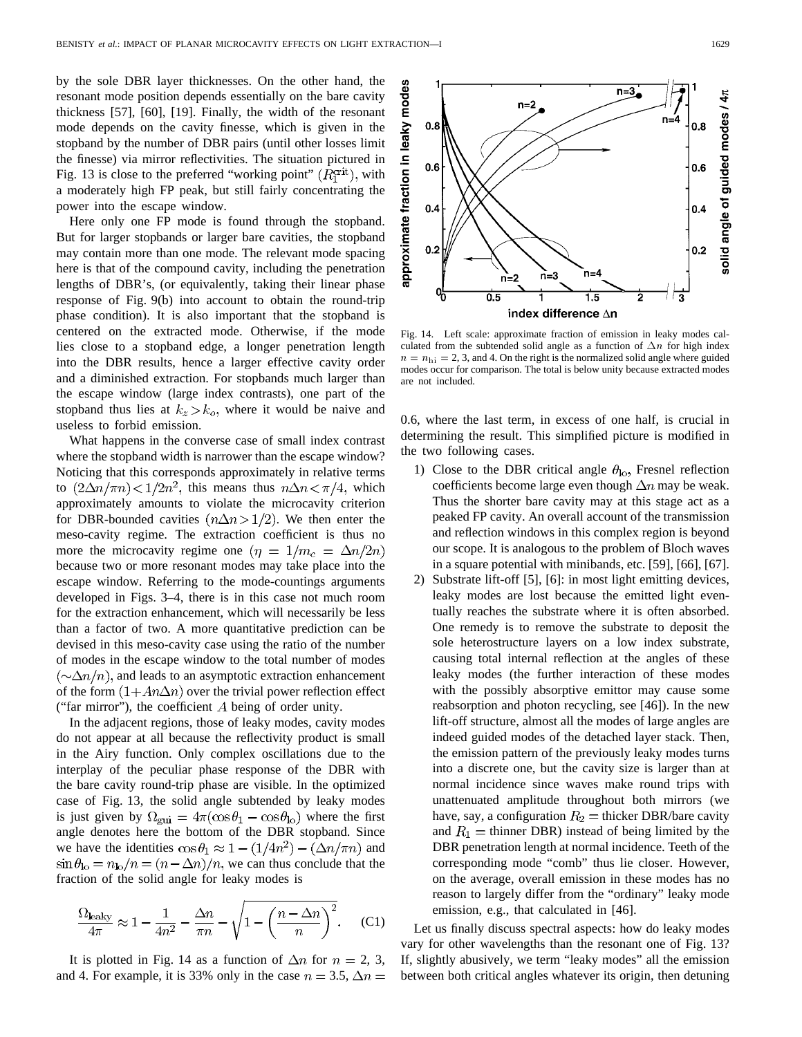by the sole DBR layer thicknesses. On the other hand, the resonant mode position depends essentially on the bare cavity thickness [57], [60], [19]. Finally, the width of the resonant mode depends on the cavity finesse, which is given in the stopband by the number of DBR pairs (until other losses limit the finesse) via mirror reflectivities. The situation pictured in Fig. 13 is close to the preferred "working point" $(R_1^{\rm crit})$, with a moderately high FP peak, but still fairly concentrating the power into the escape window.

Here only one FP mode is found through the stopband. But for larger stopbands or larger bare cavities, the stopband may contain more than one mode. The relevant mode spacing here is that of the compound cavity, including the penetration lengths of DBR's, (or equivalently, taking their linear phase response of Fig. 9(b) into account to obtain the round-trip phase condition). It is also important that the stopband is centered on the extracted mode. Otherwise, if the mode lies close to a stopband edge, a longer penetration length into the DBR results, hence a larger effective cavity order and a diminished extraction. For stopbands much larger than the escape window (large index contrasts), one part of the stopband thus lies at $k_z > k_o$, where it would be naive and useless to forbid emission.

What happens in the converse case of small index contrast where the stopband width is narrower than the escape window? Noticing that this corresponds approximately in relative terms to $(2\Delta n/\pi n) < 1/2n^2$, this means thus $n\Delta n < \pi/4$, which approximately amounts to violate the microcavity criterion for DBR-bounded cavities $(n\Delta n > 1/2)$. We then enter the meso-cavity regime. The extraction coefficient is thus no more the microcavity regime one $(\eta = 1/m_c = \Delta n/2n)$ because two or more resonant modes may take place into the escape window. Referring to the mode-countings arguments developed in Figs. 3–4, there is in this case not much room for the extraction enhancement, which will necessarily be less than a factor of two. A more quantitative prediction can be devised in this meso-cavity case using the ratio of the number of modes in the escape window to the total number of modes $(\sim\Delta n/n)$, and leads to an asymptotic extraction enhancement of the form $(1 + An\Delta n)$ over the trivial power reflection effect ("far mirror"), the coefficient $A$ being of order unity.

In the adjacent regions, those of leaky modes, cavity modes do not appear at all because the reflectivity product is small in the Airy function. Only complex oscillations due to the interplay of the peculiar phase response of the DBR with the bare cavity round-trip phase are visible. In the optimized case of Fig. 13, the solid angle subtended by leaky modes is just given by $\Omega_{\rm gui} = 4\pi(\cos\theta_1 - \cos\theta_{\rm lo})$ where the first angle denotes here the bottom of the DBR stopband. Since we have the identities $\cos\theta_1 \approx 1 - (1/4n^2) - (\Delta n/\pi n)$ and $\sin\theta_{\rm lo} = n_{\rm lo}/n = (n - \Delta n)/n$, we can thus conclude that the fraction of the solid angle for leaky modes is

$$\frac{\Omega_{\rm leaky}}{4\pi} \approx 1 - \frac{1}{4n^2} - \frac{\Delta n}{\pi n} - \sqrt{1 - \left(\frac{n - \Delta n}{n}\right)^2}. \quad \text{(C1)}$$

It is plotted in Fig. 14 as a function of $\Delta n$ for $n = 2$, 3, and 4. For example, it is 33% only in the case $n = 3.5$, $\Delta n = 0.6$, where the last term, in excess of one half, is crucial in determining the result. This simplified picture is modified in the two following cases.

Fig. 14. Left scale: approximate fraction of emission in leaky modes calculated from the subtended solid angle as a function of $\Delta n$ for high index $n = n_{\rm hi} = 2$, 3, and 4. On the right is the normalized solid angle where guided modes occur for comparison. The total is below unity because extracted modes are not included.

1) Close to the DBR critical angle $\theta_{\rm lo}$, Fresnel reflection coefficients become large even though $\Delta n$ may be weak. Thus the shorter bare cavity may at this stage act as a peaked FP cavity. An overall account of the transmission and reflection windows in this complex region is beyond our scope. It is analogous to the problem of Bloch waves in a square potential with minibands, etc. [59], [66], [67].
2) Substrate lift-off [5], [6]: in most light emitting devices, leaky modes are lost because the emitted light eventually reaches the substrate where it is often absorbed. One remedy is to remove the substrate to deposit the sole heterostructure layers on a low index substrate, causing total internal reflection at the angles of these leaky modes (the further interaction of these modes with the possibly absorptive emittor may cause some reabsorption and photon recycling, see [46]). In the new lift-off structure, almost all the modes of large angles are indeed guided modes of the detached layer stack. Then, the emission pattern of the previously leaky modes turns into a discrete one, but the cavity size is larger than at normal incidence since waves make round trips with unattenuated amplitude throughout both mirrors (we have, say, a configuration $R_2$ = thicker DBR/bare cavity and $R_1$ = thinner DBR) instead of being limited by the DBR penetration length at normal incidence. Teeth of the corresponding mode "comb" thus lie closer. However, on the average, overall emission in these modes has no reason to largely differ from the "ordinary" leaky mode emission, e.g., that calculated in [46].

Let us finally discuss spectral aspects: how do leaky modes vary for other wavelengths than the resonant one of Fig. 13? If, slightly abusively, we term "leaky modes" all the emission between both critical angles whatever its origin, then detuning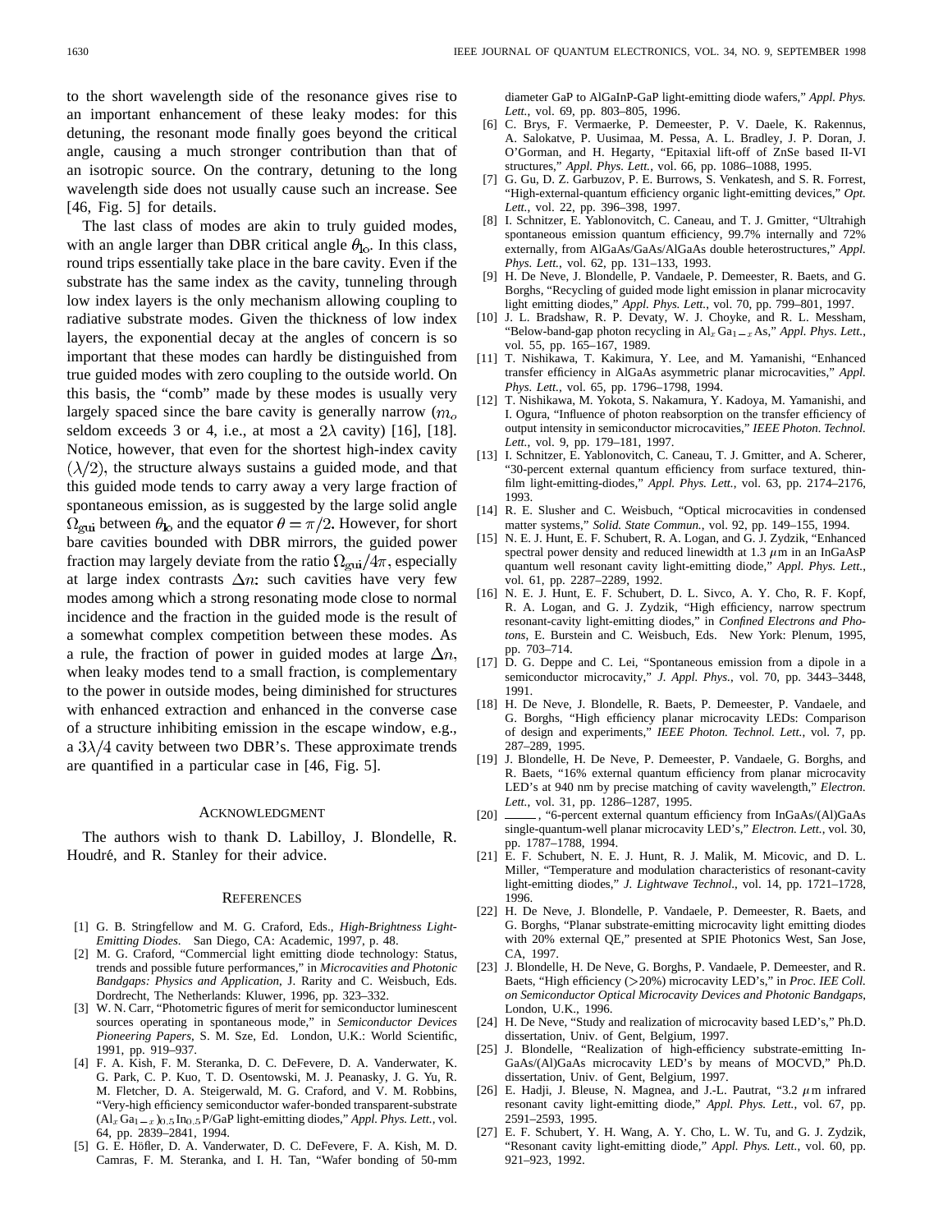to the short wavelength side of the resonance gives rise to an important enhancement of these leaky modes: for this detuning, the resonant mode finally goes beyond the critical angle, causing a much stronger contribution than that of an isotropic source. On the contrary, detuning to the long wavelength side does not usually cause such an increase. See [46, Fig. 5] for details.

The last class of modes are akin to truly guided modes, with an angle larger than DBR critical angle $\theta_{lo}$. In this class, round trips essentially take place in the bare cavity. Even if the substrate has the same index as the cavity, tunneling through low index layers is the only mechanism allowing coupling to radiative substrate modes. Given the thickness of low index layers, the exponential decay at the angles of concern is so important that these modes can hardly be distinguished from true guided modes with zero coupling to the outside world. On this basis, the "comb" made by these modes is usually very largely spaced since the bare cavity is generally narrow ($m_o$ seldom exceeds 3 or 4, i.e., at most a $2\lambda$ cavity) [16], [18]. Notice, however, that even for the shortest high-index cavity $(\lambda/2)$, the structure always sustains a guided mode, and that this guided mode tends to carry away a very large fraction of spontaneous emission, as is suggested by the large solid angle $\Omega_{gui}$ between $\theta_{lo}$ and the equator $\theta = \pi/2$. However, for short bare cavities bounded with DBR mirrors, the guided power fraction may largely deviate from the ratio $\Omega_{gui}/4\pi$, especially at large index contrasts $\Delta n$: such cavities have very few modes among which a strong resonating mode close to normal incidence and the fraction in the guided mode is the result of a somewhat complex competition between these modes. As a rule, the fraction of power in guided modes at large $\Delta n$, when leaky modes tend to a small fraction, is complementary to the power in outside modes, being diminished for structures with enhanced extraction and enhanced in the converse case of a structure inhibiting emission in the escape window, e.g., a $3\lambda/4$ cavity between two DBR's. These approximate trends are quantified in a particular case in [46, Fig. 5].

## Acknowledgment

The authors wish to thank D. Labilloy, J. Blondelle, R. Houdré, and R. Stanley for their advice.

## References

[1] G. B. Stringfellow and M. G. Craford, Eds., *High-Brightness Light-Emitting Diodes*. San Diego, CA: Academic, 1997, p. 48.

[2] M. G. Craford, "Commercial light emitting diode technology: Status, trends and possible future performances," in *Microcavities and Photonic Bandgaps: Physics and Application*, J. Rarity and C. Weisbuch, Eds. Dordrecht, The Netherlands: Kluwer, 1996, pp. 323–332.

[3] W. N. Carr, "Photometric figures of merit for semiconductor luminescent sources operating in spontaneous mode," in *Semiconductor Devices Pioneering Papers*, S. M. Sze, Ed. London, U.K.: World Scientific, 1991, pp. 919–937.

[4] F. A. Kish, F. M. Steranka, C. C. DeFevere, D. A. Vanderwater, K. G. Park, C. P. Kuo, T. D. Osentowski, M. J. Peanasky, J. G. Yu, R. M. Fletcher, D. A. Steigerwald, M. G. Craford, and V. M. Robbins, "Very-high efficiency semiconductor wafer-bonded transparent-substrate $(Al_xGa_{1-x})_{0.5}In_{0.5}P$/GaP light-emitting diodes," *Appl. Phys. Lett.*, vol. 64, pp. 2839–2841, 1994.

[5] G. E. Höfler, D. A. Vanderwater, D. C. DeFevere, F. A. Kish, M. D. Camras, F. M. Steranka, and I. H. Tan, "Wafer bonding of 50-mm diameter GaP to AlGaInP-GaP light-emitting diode wafers," *Appl. Phys. Lett.*, vol. 69, pp. 803–805, 1996.

[6] C. Brys, F. Vermaerke, P. Demeester, P. V. Daele, K. Rakennus, A. Salokatve, P. Uusimaa, M. Pessa, A. L. Bradley, J. P. Doran, J. O'Gorman, and H. Hegarty, "Epitaxial lift-off of ZnSe based II-VI structures," *Appl. Phys. Lett.*, vol. 66, pp. 1086–1088, 1995.

[7] G. Gu, D. Z. Garbuzov, P. E. Burrows, S. Venkatesh, and S. R. Forrest, "High-external-quantum efficiency organic light-emitting devices," *Opt. Lett.*, vol. 22, pp. 396–398, 1997.

[8] I. Schnitzer, E. Yablonovitch, C. Caneau, and T. J. Gmitter, "Ultrahigh spontaneous emission quantum efficiency, 99.7% internally and 72% externally, from AlGaAs/GaAs/AlGaAs double heterostructures," *Appl. Phys. Lett.*, vol. 62, pp. 131–133, 1993.

[9] H. De Neve, J. Blondelle, P. Vandaele, P. Demeester, R. Baets, and G. Borghs, "Recycling of guided mode light emission in planar microcavity light emitting diodes," *Appl. Phys. Lett.*, vol. 70, pp. 799–801, 1997.

[10] J. L. Bradshaw, R. P. Devaty, W. J. Choyke, and R. L. Messham, "Below-band-gap photon recycling in $Al_xGa_{1-x}As$," *Appl. Phys. Lett.*, vol. 55, pp. 165–167, 1989.

[11] T. Nishikawa, T. Kakimura, Y. Lee, and M. Yamanishi, "Enhanced transfer efficiency in AlGaAs asymmetric planar microcavities," *Appl. Phys. Lett.*, vol. 65, pp. 1796–1798, 1994.

[12] T. Nishikawa, M. Yokota, S. Nakamura, Y. Kadoya, M. Yamanishi, and I. Ogura, "Influence of photon reabsorption on the transfer efficiency of output intensity in semiconductor microcavities," *IEEE Photon. Technol. Lett.*, vol. 9, pp. 179–181, 1997.

[13] I. Schnitzer, E. Yablonovitch, C. Caneau, T. J. Gmitter, and A. Scherer, "30-percent external quantum efficiency from surface textured, thin-film light-emitting-diodes," *Appl. Phys. Lett.*, vol. 63, pp. 2174–2176, 1993.

[14] R. E. Slusher and C. Weisbuch, "Optical microcavities in condensed matter systems," *Solid. State Commun.*, vol. 92, pp. 149–155, 1994.

[15] N. E. J. Hunt, E. F. Schubert, R. A. Logan, and G. J. Zydzik, "Enhanced spectral power density and reduced linewidth at 1.3 $\mu$m in an InGaAsP quantum well resonant cavity light-emitting diode," *Appl. Phys. Lett.*, vol. 61, pp. 2287–2289, 1992.

[16] N. E. J. Hunt, E. F. Schubert, D. L. Sivco, A. Y. Cho, R. F. Kopf, R. A. Logan, and G. J. Zydzik, "High efficiency, narrow spectrum resonant-cavity light-emitting diodes," in *Confined Electrons and Photons*, E. Burstein and C. Weisbuch, Eds. New York: Plenum, 1995, pp. 703–714.

[17] D. G. Deppe and C. Lei, "Spontaneous emission from a dipole in a semiconductor microcavity," *J. Appl. Phys.*, vol. 70, pp. 3443–3448, 1991.

[18] H. De Neve, J. Blondelle, R. Baets, P. Demeester, P. Vandaele, and G. Borghs, "High efficiency planar microcavity LEDs: Comparison of design and experiments," *IEEE Photon. Technol. Lett.*, vol. 7, pp. 287–289, 1995.

[19] J. Blondelle, H. De Neve, P. Demeester, P. Vandaele, G. Borghs, and R. Baets, "16% external quantum efficiency from planar microcavity LED's at 940 nm by precise matching of cavity wavelength," *Electron. Lett.*, vol. 31, pp. 1286–1287, 1995.

[20] ——, "6-percent external quantum efficiency from InGaAs/(Al)GaAs single-quantum-well planar microcavity LED's," *Electron. Lett.*, vol. 30, pp. 1787–1788, 1994.

[21] E. F. Schubert, N. E. J. Hunt, R. J. Malik, M. Micovic, and D. L. Miller, "Temperature and modulation characteristics of resonant-cavity light-emitting diodes," *J. Lightwave Technol.*, vol. 14, pp. 1721–1728, 1996.

[22] H. De Neve, J. Blondelle, P. Vandaele, P. Demeester, R. Baets, and G. Borghs, "Planar substrate-emitting microcavity light emitting diodes with 20% external QE," presented at SPIE Photonics West, San Jose, CA, 1997.

[23] J. Blondelle, H. De Neve, G. Borghs, P. Vandaele, P. Demeester, and R. Baets, "High efficiency (>20%) microcavity LED's," in *Proc. IEE Coll. on Semiconductor Optical Microcavity Devices and Photonic Bandgaps*, London, U.K., 1996.

[24] H. De Neve, "Study and realization of microcavity based LED's," Ph.D. dissertation, Univ. of Gent, Belgium, 1997.

[25] J. Blondelle, "Realization of high-efficiency substrate-emitting InGaAs/(Al)GaAs microcavity LED's by means of MOCVD," Ph.D. dissertation, Univ. of Gent, Belgium, 1997.

[26] E. Hadji, J. Bleuse, N. Magnea, and J.-L. Pautrat, "3.2 $\mu$m infrared resonant cavity light-emitting diode," *Appl. Phys. Lett.*, vol. 67, pp. 2591–2593, 1995.

[27] E. F. Schubert, Y. H. Wang, A. Y. Cho, L. W. Tu, and G. J. Zydzik, "Resonant cavity light-emitting diode," *Appl. Phys. Lett.*, vol. 60, pp. 921–923, 1992.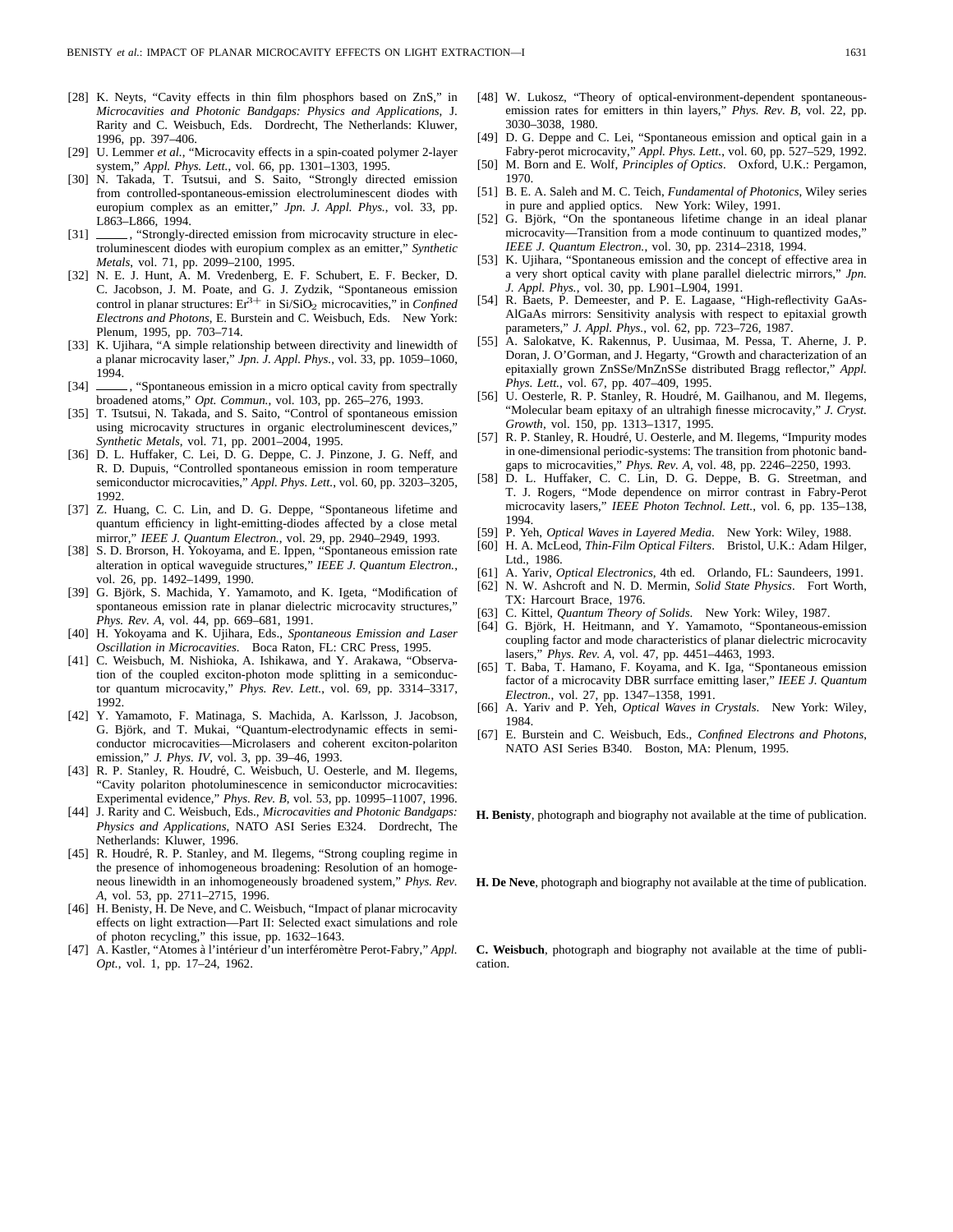[28] K. Neyts, "Cavity effects in thin film phosphors based on ZnS," in *Microcavities and Photonic Bandgaps: Physics and Applications*, J. Rarity and C. Weisbuch, Eds. Dordrecht, The Netherlands: Kluwer, 1996, pp. 397–406.

[29] U. Lemmer *et al.*, "Microcavity effects in a spin-coated polymer 2-layer system," *Appl. Phys. Lett.*, vol. 66, pp. 1301–1303, 1995.

[30] N. Takada, T. Tsutsui, and S. Saito, "Strongly directed emission from controlled-spontaneous-emission electroluminescent diodes with europium complex as an emitter," *Jpn. J. Appl. Phys.*, vol. 33, pp. L863–L866, 1994.

[31] ——, "Strongly-directed emission from microcavity structure in electroluminescent diodes with europium complex as an emitter," *Synthetic Metals*, vol. 71, pp. 2099–2100, 1995.

[32] N. E. J. Hunt, A. M. Vredenberg, E. F. Schubert, E. F. Becker, D. C. Jacobson, J. M. Poate, and G. J. Zydzik, "Spontaneous emission control in planar structures: $Er^{3+}$ in $Si/SiO_2$ microcavities," in *Confined Electrons and Photons*, E. Burstein and C. Weisbuch, Eds. New York: Plenum, 1995, pp. 703–714.

[33] K. Ujihara, "A simple relationship between directivity and linewidth of a planar microcavity laser," *Jpn. J. Appl. Phys.*, vol. 33, pp. 1059–1060, 1994.

[34] ——, "Spontaneous emission in a micro optical cavity from spectrally broadened atoms," *Opt. Commun.*, vol. 103, pp. 265–276, 1993.

[35] T. Tsutsui, N. Takada, and S. Saito, "Control of spontaneous emission using microcavity structures in organic electroluminescent devices," *Synthetic Metals*, vol. 71, pp. 2001–2004, 1995.

[36] D. L. Huffaker, C. Lei, D. G. Deppe, C. J. Pinzone, J. G. Neff, and R. D. Dupuis, "Controlled spontaneous emission in room temperature semiconductor microcavities," *Appl. Phys. Lett.*, vol. 60, pp. 3203–3205, 1992.

[37] Z. Huang, C. C. Lin, and D. G. Deppe, "Spontaneous lifetime and quantum efficiency in light-emitting-diodes affected by a close metal mirror," *IEEE J. Quantum Electron.*, vol. 29, pp. 2940–2949, 1993.

[38] S. D. Brorson, H. Yokoyama, and E. Ippen, "Spontaneous emission rate alteration in optical waveguide structures," *IEEE J. Quantum Electron.*, vol. 26, pp. 1492–1499, 1990.

[39] G. Björk, S. Machida, Y. Yamamoto, and K. Igeta, "Modification of spontaneous emission rate in planar dielectric microcavity structures," *Phys. Rev. A*, vol. 44, pp. 669–681, 1991.

[40] H. Yokoyama and K. Ujihara, Eds., *Spontaneous Emission and Laser Oscillation in Microcavities*. Boca Raton, FL: CRC Press, 1995.

[41] C. Weisbuch, M. Nishioka, A. Ishikawa, and Y. Arakawa, "Observation of the coupled exciton-photon mode splitting in a semiconductor quantum microcavity," *Phys. Rev. Lett.*, vol. 69, pp. 3314–3317, 1992.

[42] Y. Yamamoto, F. Matinaga, S. Machida, A. Karlsson, J. Jacobson, G. Björk, and T. Mukai, "Quantum-electrodynamic effects in semiconductor microcavities—Microlasers and coherent exciton-polariton emission," *J. Phys. IV*, vol. 3, pp. 39–46, 1993.

[43] R. P. Stanley, R. Houdré, C. Weisbuch, U. Oesterle, and M. Ilegems, "Cavity polariton photoluminescence in semiconductor microcavities: Experimental evidence," *Phys. Rev. B*, vol. 53, pp. 10995–11007, 1996.

[44] J. Rarity and C. Weisbuch, Eds., *Microcavities and Photonic Bandgaps: Physics and Applications*, NATO ASI Series E324. Dordrecht, The Netherlands: Kluwer, 1996.

[45] R. Houdré, R. P. Stanley, and M. Ilegems, "Strong coupling regime in the presence of inhomogeneous broadening: Resolution of an homogeneous linewidth in an inhomogeneously broadened system," *Phys. Rev. A*, vol. 53, pp. 2711–2715, 1996.

[46] H. Benisty, H. De Neve, and C. Weisbuch, "Impact of planar microcavity effects on light extraction—Part II: Selected exact simulations and role of photon recycling," this issue, pp. 1632–1643.

[47] A. Kastler, "Atomes à l'intérieur d'un interféromètre Perot-Fabry," *Appl. Opt.*, vol. 1, pp. 17–24, 1962.

[48] W. Lukosz, "Theory of optical-environment-dependent spontaneous-emission rates for emitters in thin layers," *Phys. Rev. B*, vol. 22, pp. 3030–3038, 1980.

[49] D. G. Deppe and C. Lei, "Spontaneous emission and optical gain in a Fabry-perot microcavity," *Appl. Phys. Lett.*, vol. 60, pp. 527–529, 1992.

[50] M. Born and E. Wolf, *Principles of Optics*. Oxford, U.K.: Pergamon, 1970.

[51] B. E. A. Saleh and M. C. Teich, *Fundamental of Photonics*, Wiley series in pure and applied optics. New York: Wiley, 1991.

[52] G. Björk, "On the spontaneous lifetime change in an ideal planar microcavity—Transition from a mode continuum to quantized modes," *IEEE J. Quantum Electron.*, vol. 30, pp. 2314–2318, 1994.

[53] K. Ujihara, "Spontaneous emission and the concept of effective area in a very short optical cavity with plane parallel dielectric mirrors," *Jpn. J. Appl. Phys.*, vol. 30, pp. L901–L904, 1991.

[54] R. Baets, P. Demeester, and P. E. Lagaase, "High-reflectivity GaAs-AlGaAs mirrors: Sensitivity analysis with respect to epitaxial growth parameters," *J. Appl. Phys.*, vol. 62, pp. 723–726, 1987.

[55] A. Salokatve, K. Rakennus, P. Uusimaa, M. Pessa, T. Aherne, J. P. Doran, J. O'Gorman, and J. Hegarty, "Growth and characterization of an epitaxially grown ZnSSe/MnZnSSe distributed Bragg reflector," *Appl. Phys. Lett.*, vol. 67, pp. 407–409, 1995.

[56] U. Oesterle, R. P. Stanley, R. Houdré, M. Gailhanou, and M. Ilegems, "Molecular beam epitaxy of an ultrahigh finesse microcavity," *J. Cryst. Growth*, vol. 150, pp. 1313–1317, 1995.

[57] R. P. Stanley, R. Houdré, U. Oesterle, and M. Ilegems, "Impurity modes in one-dimensional periodic-systems: The transition from photonic band-gaps to microcavities," *Phys. Rev. A*, vol. 48, pp. 2246–2250, 1993.

[58] D. L. Huffaker, C. C. Lin, D. G. Deppe, B. G. Streetman, and T. J. Rogers, "Mode dependence on mirror contrast in Fabry-Perot microcavity lasers," *IEEE Photon Technol. Lett.*, vol. 6, pp. 135–138, 1994.

[59] P. Yeh, *Optical Waves in Layered Media*. New York: Wiley, 1988.

[60] H. A. McLeod, *Thin-Film Optical Filters*. Bristol, U.K.: Adam Hilger, Ltd., 1986.

[61] A. Yariv, *Optical Electronics*, 4th ed. Orlando, FL: Saundeers, 1991.

[62] N. W. Ashcroft and N. D. Mermin, *Solid State Physics*. Fort Worth, TX: Harcourt Brace, 1976.

[63] C. Kittel, *Quantum Theory of Solids*. New York: Wiley, 1987.

[64] G. Björk, H. Heitmann, and Y. Yamamoto, "Spontaneous-emission coupling factor and mode characteristics of planar dielectric microcavity lasers," *Phys. Rev. A*, vol. 47, pp. 4451–4463, 1993.

[65] T. Baba, T. Hamano, F. Koyama, and K. Iga, "Spontaneous emission factor of a microcavity DBR surrface emitting laser," *IEEE J. Quantum Electron.*, vol. 27, pp. 1347–1358, 1991.

[66] A. Yariv and P. Yeh, *Optical Waves in Crystals*. New York: Wiley, 1984.

[67] E. Burstein and C. Weisbuch, Eds., *Confined Electrons and Photons*, NATO ASI Series B340. Boston, MA: Plenum, 1995.

**H. Benisty**, photograph and biography not available at the time of publication.

**H. De Neve**, photograph and biography not available at the time of publication.

**C. Weisbuch**, photograph and biography not available at the time of publication.